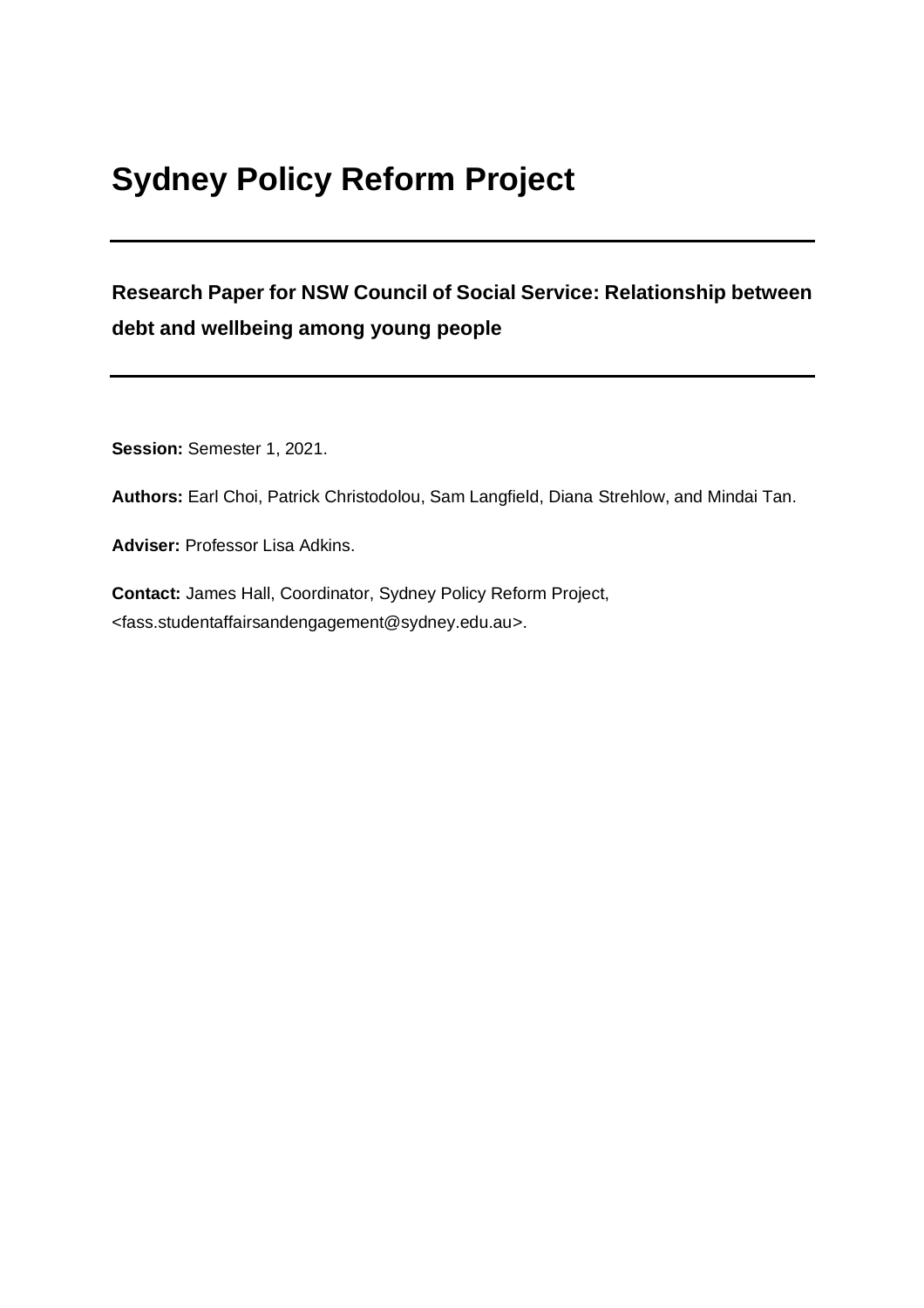# Sydney Policy Reform Project

---

## Research Paper for NSW Council of Social Service: Relationship between debt and wellbeing among young people

---

**Session:** Semester 1, 2021.

**Authors:** Earl Choi, Patrick Christodolou, Sam Langfield, Diana Strehlow, and Mindai Tan.

**Adviser:** Professor Lisa Adkins.

**Contact:** James Hall, Coordinator, Sydney Policy Reform Project, <fass.studentaffairsandengagement@sydney.edu.au>.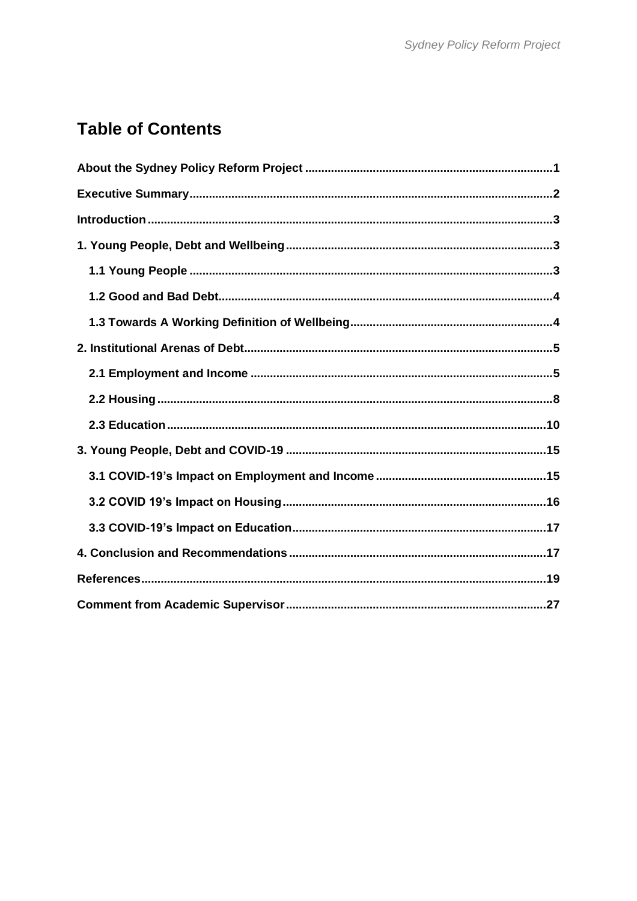# Table of Contents

**About the Sydney Policy Reform Project** .......... **1**

**Executive Summary** .......... **2**

**Introduction** .......... **3**

**1. Young People, Debt and Wellbeing** .......... **3**

- **1.1 Young People** .......... **3**
- **1.2 Good and Bad Debt** .......... **4**
- **1.3 Towards A Working Definition of Wellbeing** .......... **4**

**2. Institutional Arenas of Debt** .......... **5**

- **2.1 Employment and Income** .......... **5**
- **2.2 Housing** .......... **8**
- **2.3 Education** .......... **10**

**3. Young People, Debt and COVID-19** .......... **15**

- **3.1 COVID-19's Impact on Employment and Income** .......... **15**
- **3.2 COVID 19's Impact on Housing** .......... **16**
- **3.3 COVID-19's Impact on Education** .......... **17**

**4. Conclusion and Recommendations** .......... **17**

**References** .......... **19**

**Comment from Academic Supervisor** .......... **27**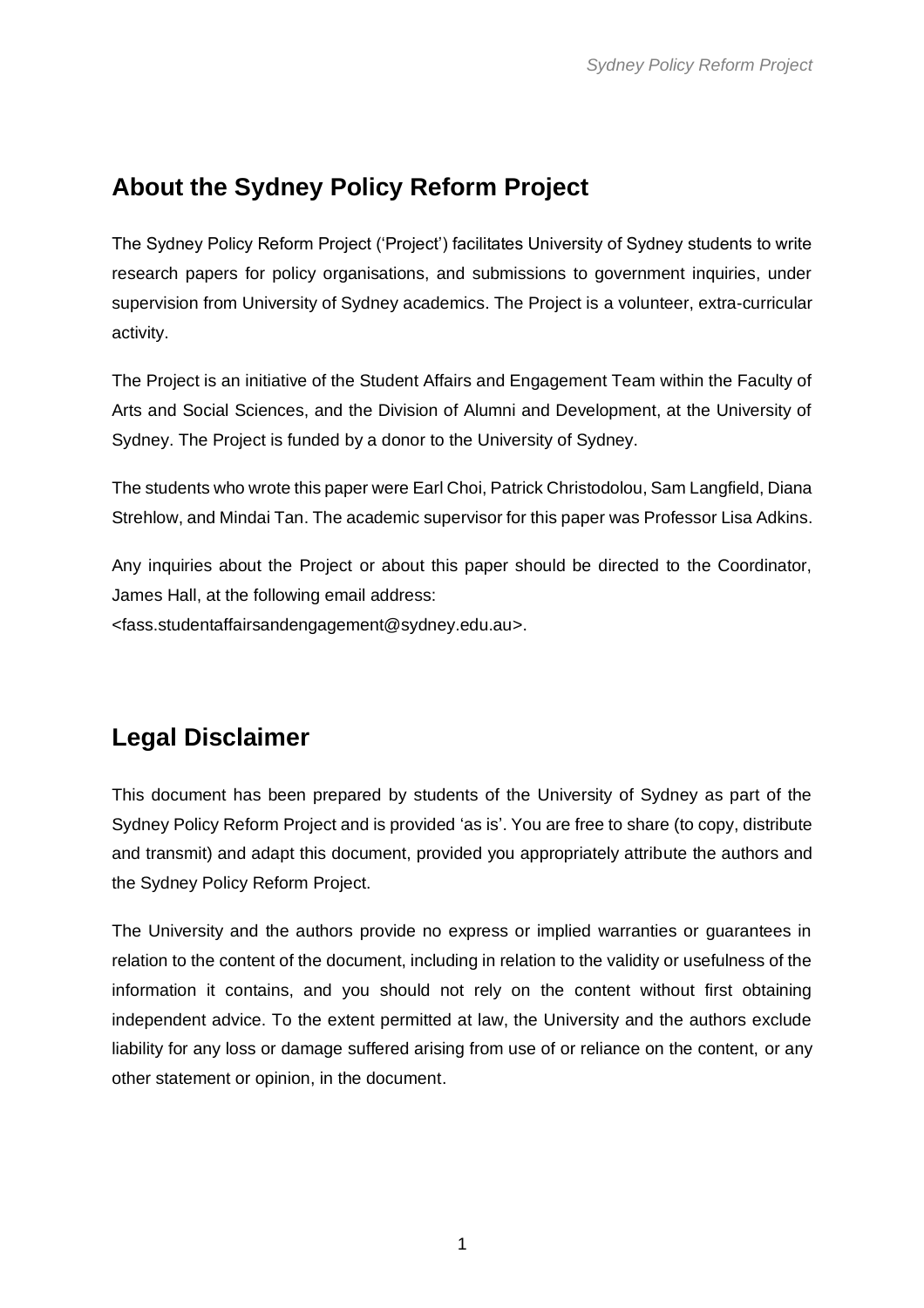## About the Sydney Policy Reform Project

The Sydney Policy Reform Project ('Project') facilitates University of Sydney students to write research papers for policy organisations, and submissions to government inquiries, under supervision from University of Sydney academics. The Project is a volunteer, extra-curricular activity.

The Project is an initiative of the Student Affairs and Engagement Team within the Faculty of Arts and Social Sciences, and the Division of Alumni and Development, at the University of Sydney. The Project is funded by a donor to the University of Sydney.

The students who wrote this paper were Earl Choi, Patrick Christodolou, Sam Langfield, Diana Strehlow, and Mindai Tan. The academic supervisor for this paper was Professor Lisa Adkins.

Any inquiries about the Project or about this paper should be directed to the Coordinator, James Hall, at the following email address: <fass.studentaffairsandengagement@sydney.edu.au>.

## Legal Disclaimer

This document has been prepared by students of the University of Sydney as part of the Sydney Policy Reform Project and is provided 'as is'. You are free to share (to copy, distribute and transmit) and adapt this document, provided you appropriately attribute the authors and the Sydney Policy Reform Project.

The University and the authors provide no express or implied warranties or guarantees in relation to the content of the document, including in relation to the validity or usefulness of the information it contains, and you should not rely on the content without first obtaining independent advice. To the extent permitted at law, the University and the authors exclude liability for any loss or damage suffered arising from use of or reliance on the content, or any other statement or opinion, in the document.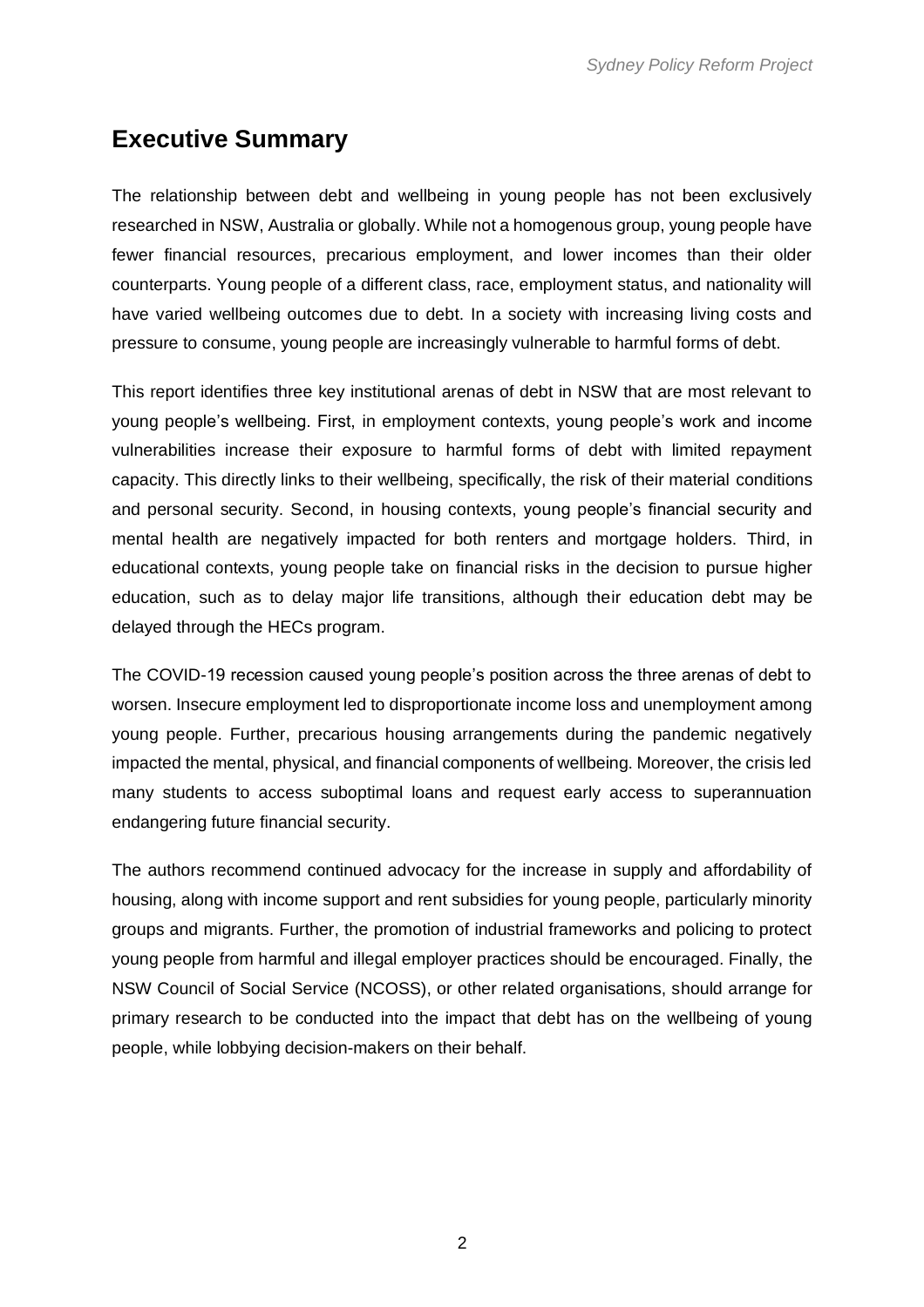## Executive Summary

The relationship between debt and wellbeing in young people has not been exclusively researched in NSW, Australia or globally. While not a homogenous group, young people have fewer financial resources, precarious employment, and lower incomes than their older counterparts. Young people of a different class, race, employment status, and nationality will have varied wellbeing outcomes due to debt. In a society with increasing living costs and pressure to consume, young people are increasingly vulnerable to harmful forms of debt.

This report identifies three key institutional arenas of debt in NSW that are most relevant to young people's wellbeing. First, in employment contexts, young people's work and income vulnerabilities increase their exposure to harmful forms of debt with limited repayment capacity. This directly links to their wellbeing, specifically, the risk of their material conditions and personal security. Second, in housing contexts, young people's financial security and mental health are negatively impacted for both renters and mortgage holders. Third, in educational contexts, young people take on financial risks in the decision to pursue higher education, such as to delay major life transitions, although their education debt may be delayed through the HECs program.

The COVID-19 recession caused young people's position across the three arenas of debt to worsen. Insecure employment led to disproportionate income loss and unemployment among young people. Further, precarious housing arrangements during the pandemic negatively impacted the mental, physical, and financial components of wellbeing. Moreover, the crisis led many students to access suboptimal loans and request early access to superannuation endangering future financial security.

The authors recommend continued advocacy for the increase in supply and affordability of housing, along with income support and rent subsidies for young people, particularly minority groups and migrants. Further, the promotion of industrial frameworks and policing to protect young people from harmful and illegal employer practices should be encouraged. Finally, the NSW Council of Social Service (NCOSS), or other related organisations, should arrange for primary research to be conducted into the impact that debt has on the wellbeing of young people, while lobbying decision-makers on their behalf.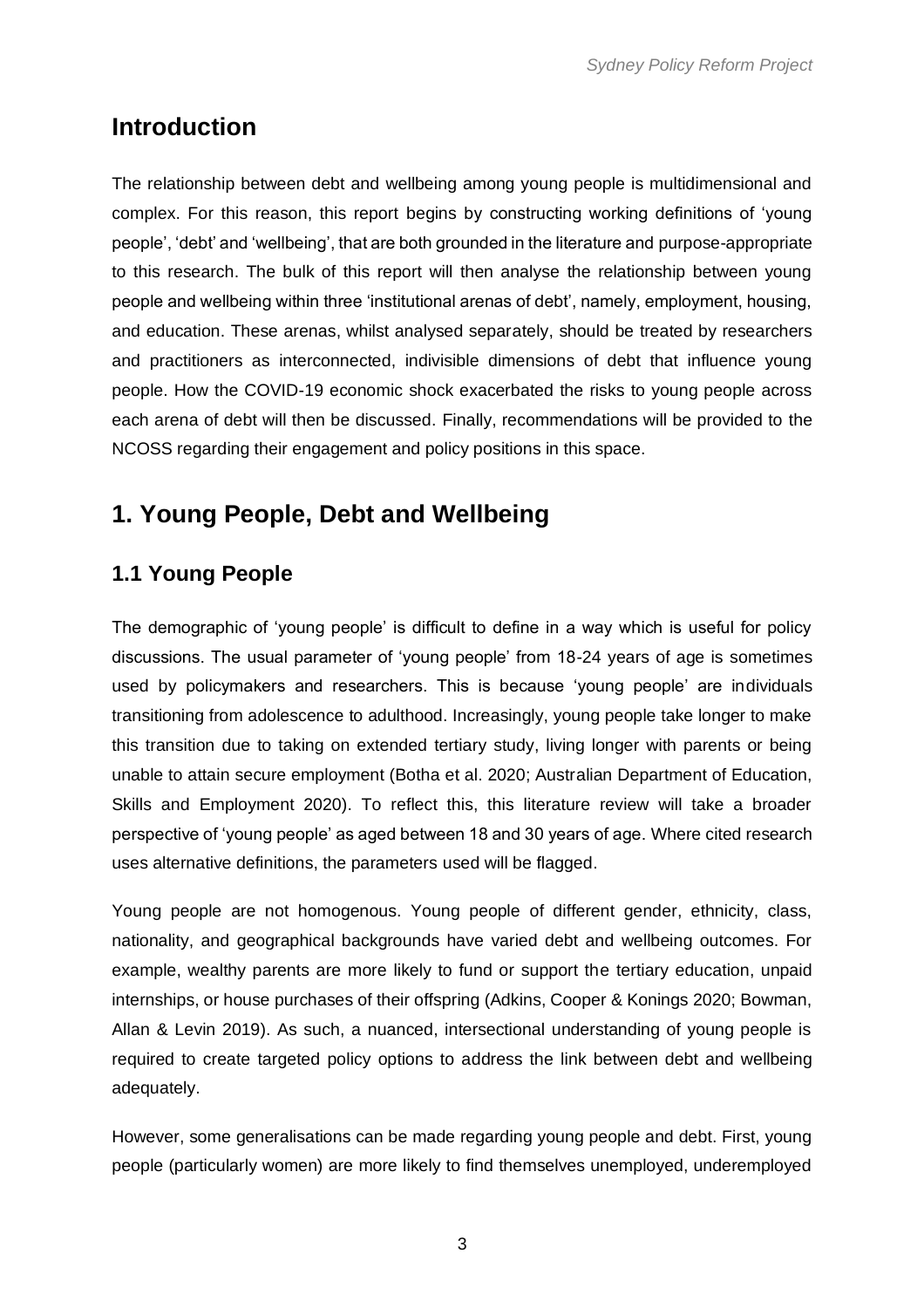## Introduction

The relationship between debt and wellbeing among young people is multidimensional and complex. For this reason, this report begins by constructing working definitions of 'young people', 'debt' and 'wellbeing', that are both grounded in the literature and purpose-appropriate to this research. The bulk of this report will then analyse the relationship between young people and wellbeing within three 'institutional arenas of debt', namely, employment, housing, and education. These arenas, whilst analysed separately, should be treated by researchers and practitioners as interconnected, indivisible dimensions of debt that influence young people. How the COVID-19 economic shock exacerbated the risks to young people across each arena of debt will then be discussed. Finally, recommendations will be provided to the NCOSS regarding their engagement and policy positions in this space.

## 1. Young People, Debt and Wellbeing

### 1.1 Young People

The demographic of 'young people' is difficult to define in a way which is useful for policy discussions. The usual parameter of 'young people' from 18-24 years of age is sometimes used by policymakers and researchers. This is because 'young people' are individuals transitioning from adolescence to adulthood. Increasingly, young people take longer to make this transition due to taking on extended tertiary study, living longer with parents or being unable to attain secure employment (Botha et al. 2020; Australian Department of Education, Skills and Employment 2020). To reflect this, this literature review will take a broader perspective of 'young people' as aged between 18 and 30 years of age. Where cited research uses alternative definitions, the parameters used will be flagged.

Young people are not homogenous. Young people of different gender, ethnicity, class, nationality, and geographical backgrounds have varied debt and wellbeing outcomes. For example, wealthy parents are more likely to fund or support the tertiary education, unpaid internships, or house purchases of their offspring (Adkins, Cooper & Konings 2020; Bowman, Allan & Levin 2019). As such, a nuanced, intersectional understanding of young people is required to create targeted policy options to address the link between debt and wellbeing adequately.

However, some generalisations can be made regarding young people and debt. First, young people (particularly women) are more likely to find themselves unemployed, underemployed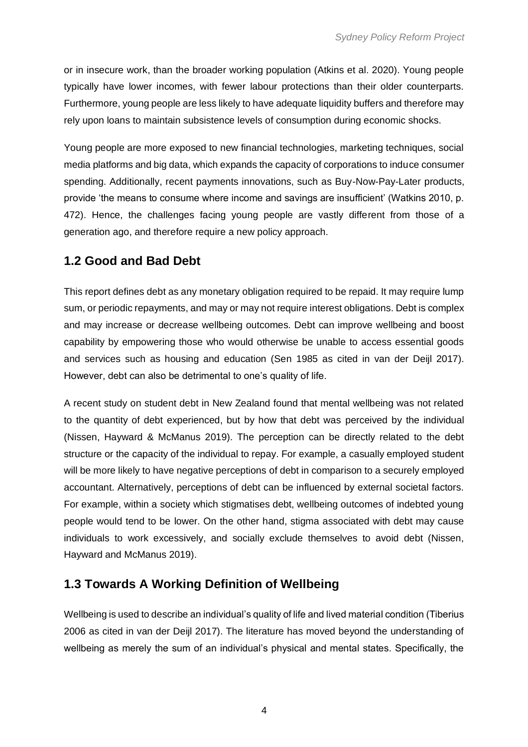or in insecure work, than the broader working population (Atkins et al. 2020). Young people typically have lower incomes, with fewer labour protections than their older counterparts. Furthermore, young people are less likely to have adequate liquidity buffers and therefore may rely upon loans to maintain subsistence levels of consumption during economic shocks.

Young people are more exposed to new financial technologies, marketing techniques, social media platforms and big data, which expands the capacity of corporations to induce consumer spending. Additionally, recent payments innovations, such as Buy-Now-Pay-Later products, provide 'the means to consume where income and savings are insufficient' (Watkins 2010, p. 472). Hence, the challenges facing young people are vastly different from those of a generation ago, and therefore require a new policy approach.

## 1.2 Good and Bad Debt

This report defines debt as any monetary obligation required to be repaid. It may require lump sum, or periodic repayments, and may or may not require interest obligations. Debt is complex and may increase or decrease wellbeing outcomes. Debt can improve wellbeing and boost capability by empowering those who would otherwise be unable to access essential goods and services such as housing and education (Sen 1985 as cited in van der Deijl 2017). However, debt can also be detrimental to one's quality of life.

A recent study on student debt in New Zealand found that mental wellbeing was not related to the quantity of debt experienced, but by how that debt was perceived by the individual (Nissen, Hayward & McManus 2019). The perception can be directly related to the debt structure or the capacity of the individual to repay. For example, a casually employed student will be more likely to have negative perceptions of debt in comparison to a securely employed accountant. Alternatively, perceptions of debt can be influenced by external societal factors. For example, within a society which stigmatises debt, wellbeing outcomes of indebted young people would tend to be lower. On the other hand, stigma associated with debt may cause individuals to work excessively, and socially exclude themselves to avoid debt (Nissen, Hayward and McManus 2019).

## 1.3 Towards A Working Definition of Wellbeing

Wellbeing is used to describe an individual's quality of life and lived material condition (Tiberius 2006 as cited in van der Deijl 2017). The literature has moved beyond the understanding of wellbeing as merely the sum of an individual's physical and mental states. Specifically, the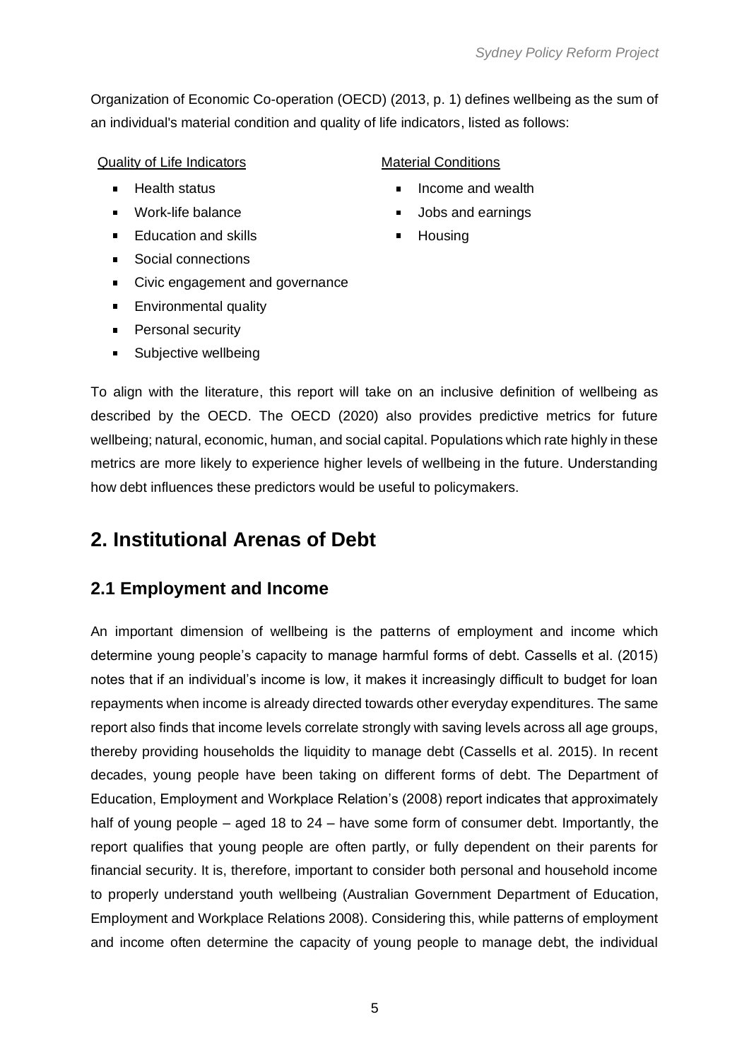Organization of Economic Co-operation (OECD) (2013, p. 1) defines wellbeing as the sum of an individual's material condition and quality of life indicators, listed as follows:

Quality of Life Indicators

- Health status
- Work-life balance
- Education and skills
- Social connections
- Civic engagement and governance
- Environmental quality
- Personal security
- Subjective wellbeing

Material Conditions

- Income and wealth
- Jobs and earnings
- Housing

To align with the literature, this report will take on an inclusive definition of wellbeing as described by the OECD. The OECD (2020) also provides predictive metrics for future wellbeing; natural, economic, human, and social capital. Populations which rate highly in these metrics are more likely to experience higher levels of wellbeing in the future. Understanding how debt influences these predictors would be useful to policymakers.

# 2. Institutional Arenas of Debt

## 2.1 Employment and Income

An important dimension of wellbeing is the patterns of employment and income which determine young people's capacity to manage harmful forms of debt. Cassells et al. (2015) notes that if an individual's income is low, it makes it increasingly difficult to budget for loan repayments when income is already directed towards other everyday expenditures. The same report also finds that income levels correlate strongly with saving levels across all age groups, thereby providing households the liquidity to manage debt (Cassells et al. 2015). In recent decades, young people have been taking on different forms of debt. The Department of Education, Employment and Workplace Relation's (2008) report indicates that approximately half of young people – aged 18 to 24 – have some form of consumer debt. Importantly, the report qualifies that young people are often partly, or fully dependent on their parents for financial security. It is, therefore, important to consider both personal and household income to properly understand youth wellbeing (Australian Government Department of Education, Employment and Workplace Relations 2008). Considering this, while patterns of employment and income often determine the capacity of young people to manage debt, the individual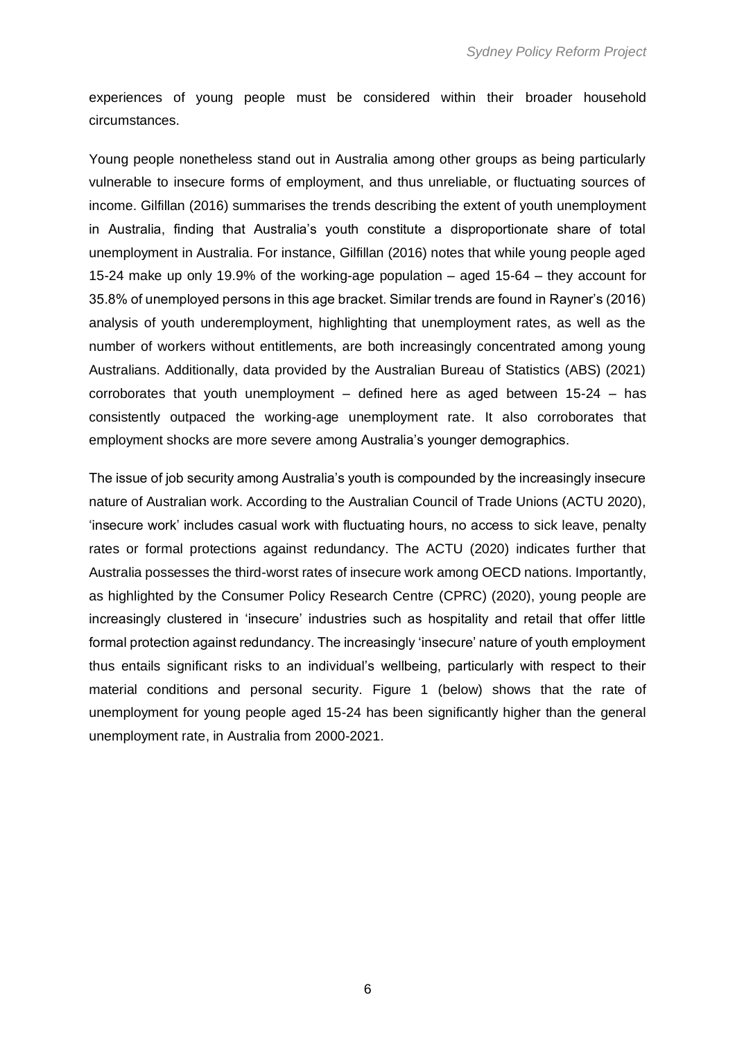experiences of young people must be considered within their broader household circumstances.

Young people nonetheless stand out in Australia among other groups as being particularly vulnerable to insecure forms of employment, and thus unreliable, or fluctuating sources of income. Gilfillan (2016) summarises the trends describing the extent of youth unemployment in Australia, finding that Australia's youth constitute a disproportionate share of total unemployment in Australia. For instance, Gilfillan (2016) notes that while young people aged 15-24 make up only 19.9% of the working-age population – aged 15-64 – they account for 35.8% of unemployed persons in this age bracket. Similar trends are found in Rayner's (2016) analysis of youth underemployment, highlighting that unemployment rates, as well as the number of workers without entitlements, are both increasingly concentrated among young Australians. Additionally, data provided by the Australian Bureau of Statistics (ABS) (2021) corroborates that youth unemployment – defined here as aged between 15-24 – has consistently outpaced the working-age unemployment rate. It also corroborates that employment shocks are more severe among Australia's younger demographics.

The issue of job security among Australia's youth is compounded by the increasingly insecure nature of Australian work. According to the Australian Council of Trade Unions (ACTU 2020), 'insecure work' includes casual work with fluctuating hours, no access to sick leave, penalty rates or formal protections against redundancy. The ACTU (2020) indicates further that Australia possesses the third-worst rates of insecure work among OECD nations. Importantly, as highlighted by the Consumer Policy Research Centre (CPRC) (2020), young people are increasingly clustered in 'insecure' industries such as hospitality and retail that offer little formal protection against redundancy. The increasingly 'insecure' nature of youth employment thus entails significant risks to an individual's wellbeing, particularly with respect to their material conditions and personal security. Figure 1 (below) shows that the rate of unemployment for young people aged 15-24 has been significantly higher than the general unemployment rate, in Australia from 2000-2021.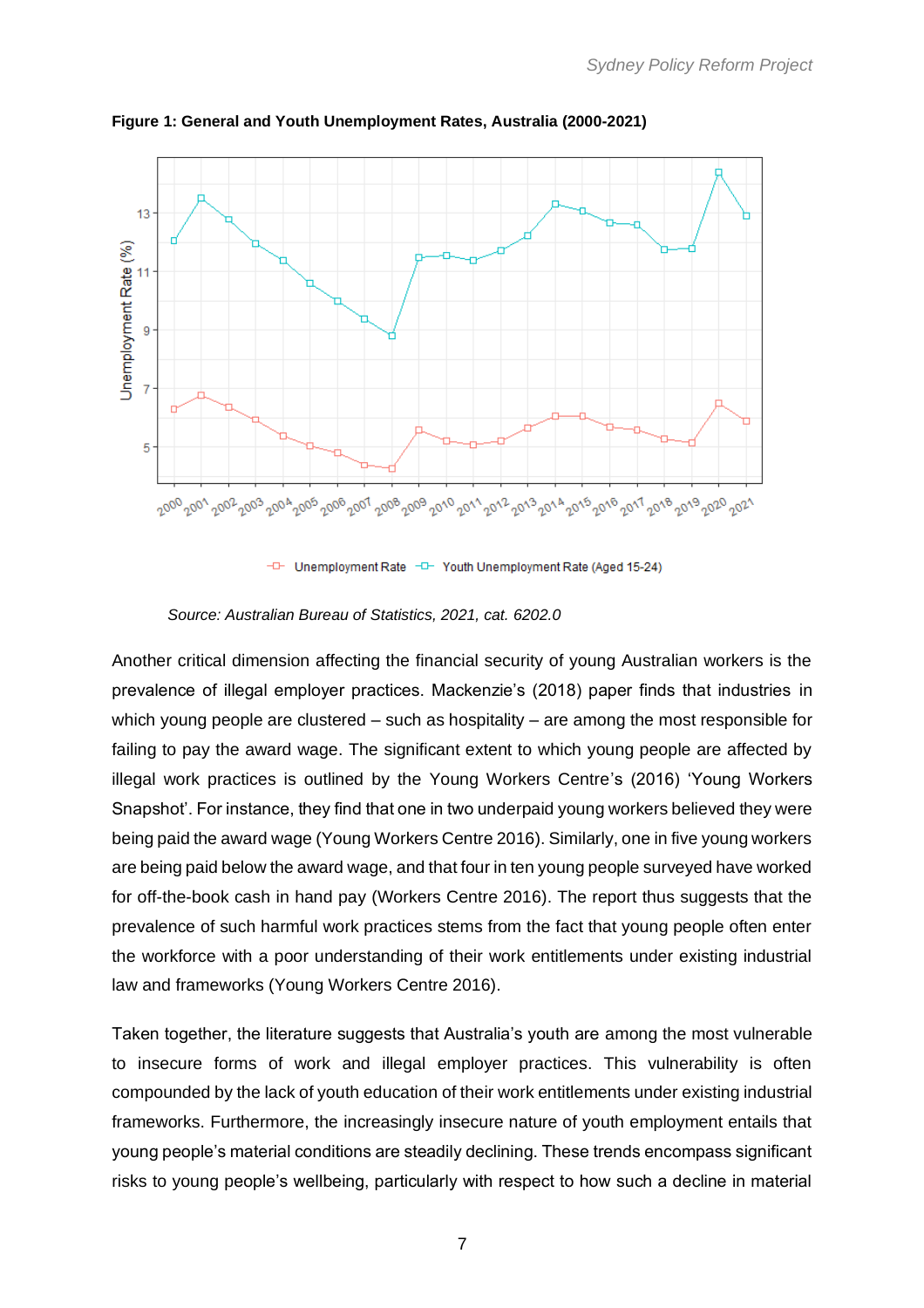**Figure 1: General and Youth Unemployment Rates, Australia (2000-2021)**

*Source: Australian Bureau of Statistics, 2021, cat. 6202.0*

Another critical dimension affecting the financial security of young Australian workers is the prevalence of illegal employer practices. Mackenzie's (2018) paper finds that industries in which young people are clustered – such as hospitality – are among the most responsible for failing to pay the award wage. The significant extent to which young people are affected by illegal work practices is outlined by the Young Workers Centre's (2016) 'Young Workers Snapshot'. For instance, they find that one in two underpaid young workers believed they were being paid the award wage (Young Workers Centre 2016). Similarly, one in five young workers are being paid below the award wage, and that four in ten young people surveyed have worked for off-the-book cash in hand pay (Workers Centre 2016). The report thus suggests that the prevalence of such harmful work practices stems from the fact that young people often enter the workforce with a poor understanding of their work entitlements under existing industrial law and frameworks (Young Workers Centre 2016).

Taken together, the literature suggests that Australia's youth are among the most vulnerable to insecure forms of work and illegal employer practices. This vulnerability is often compounded by the lack of youth education of their work entitlements under existing industrial frameworks. Furthermore, the increasingly insecure nature of youth employment entails that young people's material conditions are steadily declining. These trends encompass significant risks to young people's wellbeing, particularly with respect to how such a decline in material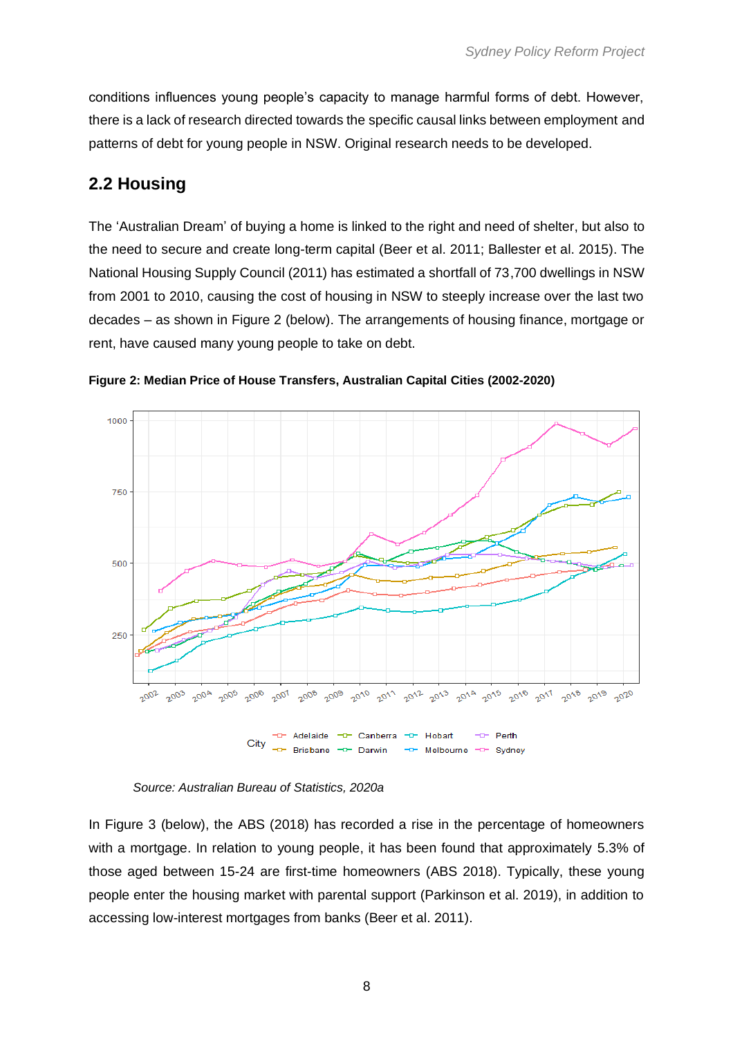conditions influences young people's capacity to manage harmful forms of debt. However, there is a lack of research directed towards the specific causal links between employment and patterns of debt for young people in NSW. Original research needs to be developed.

## 2.2 Housing

The 'Australian Dream' of buying a home is linked to the right and need of shelter, but also to the need to secure and create long-term capital (Beer et al. 2011; Ballester et al. 2015). The National Housing Supply Council (2011) has estimated a shortfall of 73,700 dwellings in NSW from 2001 to 2010, causing the cost of housing in NSW to steeply increase over the last two decades – as shown in Figure 2 (below). The arrangements of housing finance, mortgage or rent, have caused many young people to take on debt.

**Figure 2: Median Price of House Transfers, Australian Capital Cities (2002-2020)**

*Source: Australian Bureau of Statistics, 2020a*

In Figure 3 (below), the ABS (2018) has recorded a rise in the percentage of homeowners with a mortgage. In relation to young people, it has been found that approximately 5.3% of those aged between 15-24 are first-time homeowners (ABS 2018). Typically, these young people enter the housing market with parental support (Parkinson et al. 2019), in addition to accessing low-interest mortgages from banks (Beer et al. 2011).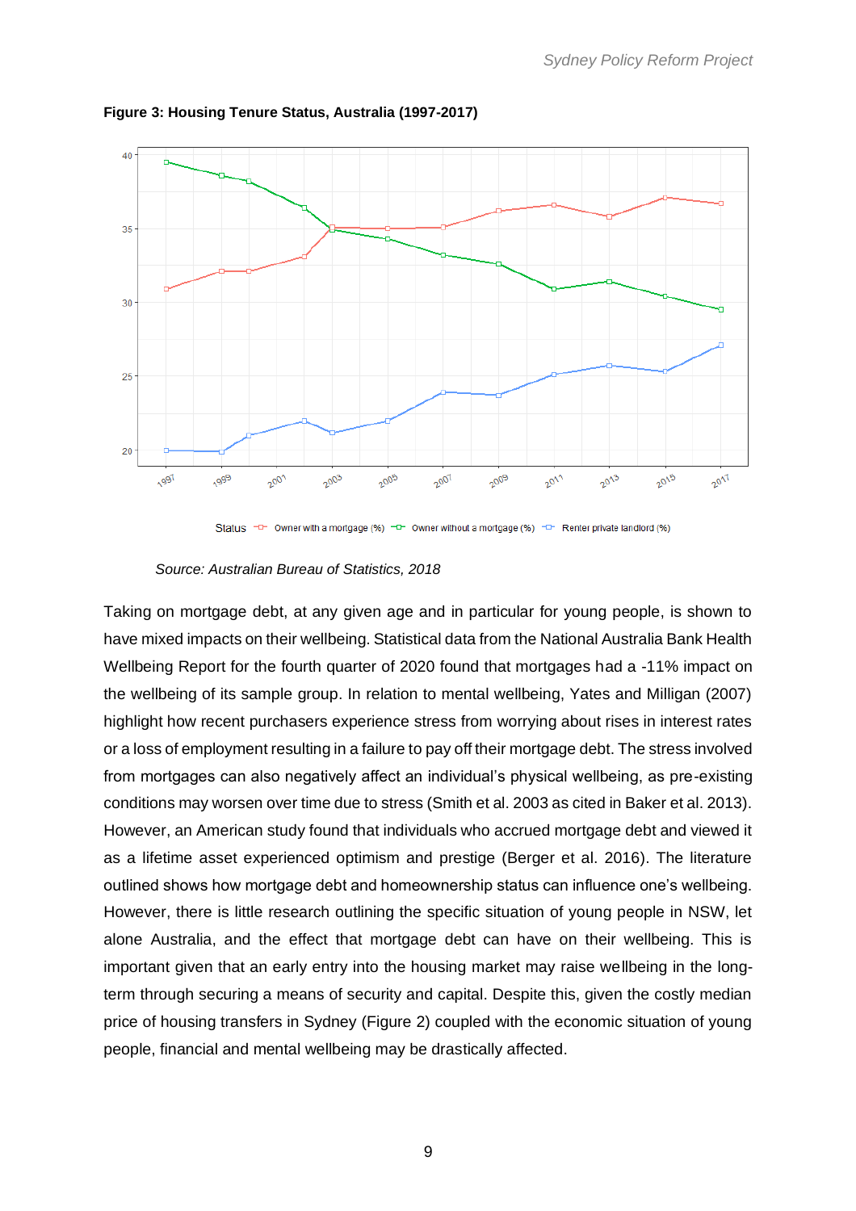**Figure 3: Housing Tenure Status, Australia (1997-2017)**

*Source: Australian Bureau of Statistics, 2018*

Taking on mortgage debt, at any given age and in particular for young people, is shown to have mixed impacts on their wellbeing. Statistical data from the National Australia Bank Health Wellbeing Report for the fourth quarter of 2020 found that mortgages had a -11% impact on the wellbeing of its sample group. In relation to mental wellbeing, Yates and Milligan (2007) highlight how recent purchasers experience stress from worrying about rises in interest rates or a loss of employment resulting in a failure to pay off their mortgage debt. The stress involved from mortgages can also negatively affect an individual's physical wellbeing, as pre-existing conditions may worsen over time due to stress (Smith et al. 2003 as cited in Baker et al. 2013). However, an American study found that individuals who accrued mortgage debt and viewed it as a lifetime asset experienced optimism and prestige (Berger et al. 2016). The literature outlined shows how mortgage debt and homeownership status can influence one's wellbeing. However, there is little research outlining the specific situation of young people in NSW, let alone Australia, and the effect that mortgage debt can have on their wellbeing. This is important given that an early entry into the housing market may raise wellbeing in the long-term through securing a means of security and capital. Despite this, given the costly median price of housing transfers in Sydney (Figure 2) coupled with the economic situation of young people, financial and mental wellbeing may be drastically affected.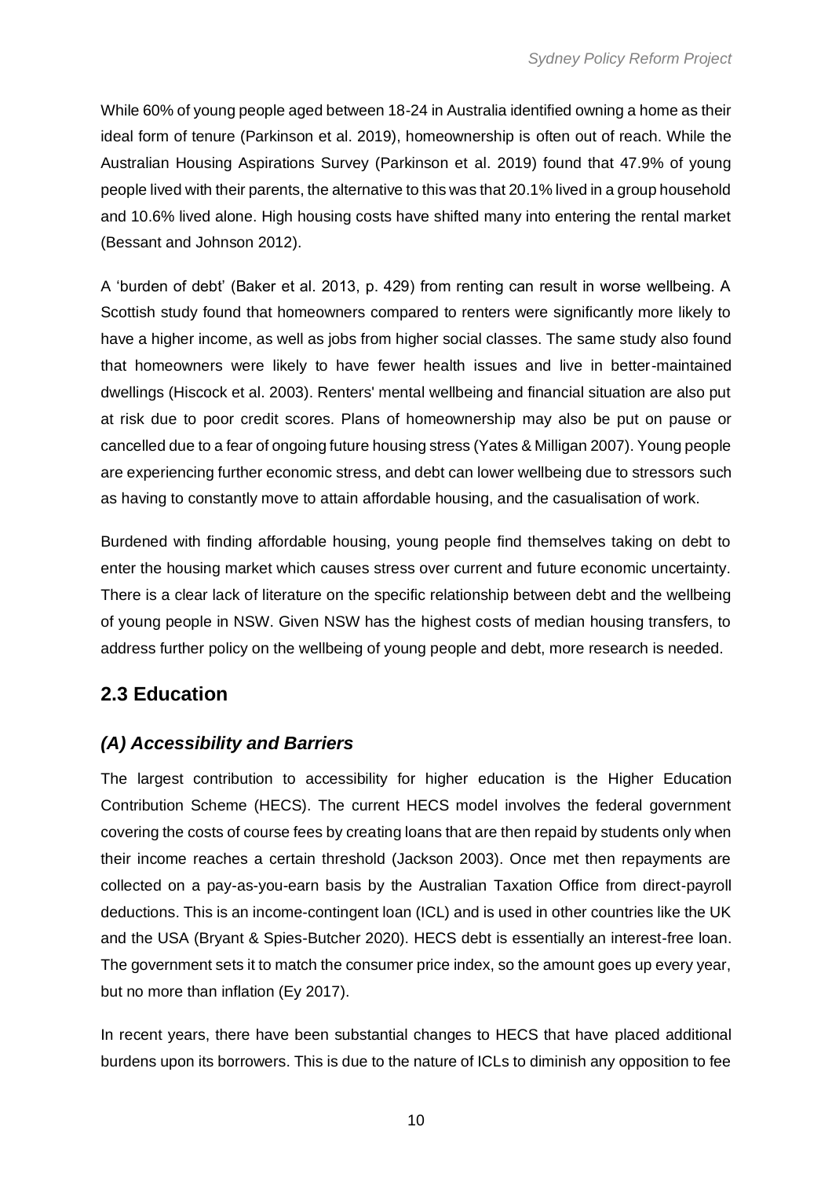While 60% of young people aged between 18-24 in Australia identified owning a home as their ideal form of tenure (Parkinson et al. 2019), homeownership is often out of reach. While the Australian Housing Aspirations Survey (Parkinson et al. 2019) found that 47.9% of young people lived with their parents, the alternative to this was that 20.1% lived in a group household and 10.6% lived alone. High housing costs have shifted many into entering the rental market (Bessant and Johnson 2012).

A 'burden of debt' (Baker et al. 2013, p. 429) from renting can result in worse wellbeing. A Scottish study found that homeowners compared to renters were significantly more likely to have a higher income, as well as jobs from higher social classes. The same study also found that homeowners were likely to have fewer health issues and live in better-maintained dwellings (Hiscock et al. 2003). Renters' mental wellbeing and financial situation are also put at risk due to poor credit scores. Plans of homeownership may also be put on pause or cancelled due to a fear of ongoing future housing stress (Yates & Milligan 2007). Young people are experiencing further economic stress, and debt can lower wellbeing due to stressors such as having to constantly move to attain affordable housing, and the casualisation of work.

Burdened with finding affordable housing, young people find themselves taking on debt to enter the housing market which causes stress over current and future economic uncertainty. There is a clear lack of literature on the specific relationship between debt and the wellbeing of young people in NSW. Given NSW has the highest costs of median housing transfers, to address further policy on the wellbeing of young people and debt, more research is needed.

## 2.3 Education

### *(A) Accessibility and Barriers*

The largest contribution to accessibility for higher education is the Higher Education Contribution Scheme (HECS). The current HECS model involves the federal government covering the costs of course fees by creating loans that are then repaid by students only when their income reaches a certain threshold (Jackson 2003). Once met then repayments are collected on a pay-as-you-earn basis by the Australian Taxation Office from direct-payroll deductions. This is an income-contingent loan (ICL) and is used in other countries like the UK and the USA (Bryant & Spies-Butcher 2020). HECS debt is essentially an interest-free loan. The government sets it to match the consumer price index, so the amount goes up every year, but no more than inflation (Ey 2017).

In recent years, there have been substantial changes to HECS that have placed additional burdens upon its borrowers. This is due to the nature of ICLs to diminish any opposition to fee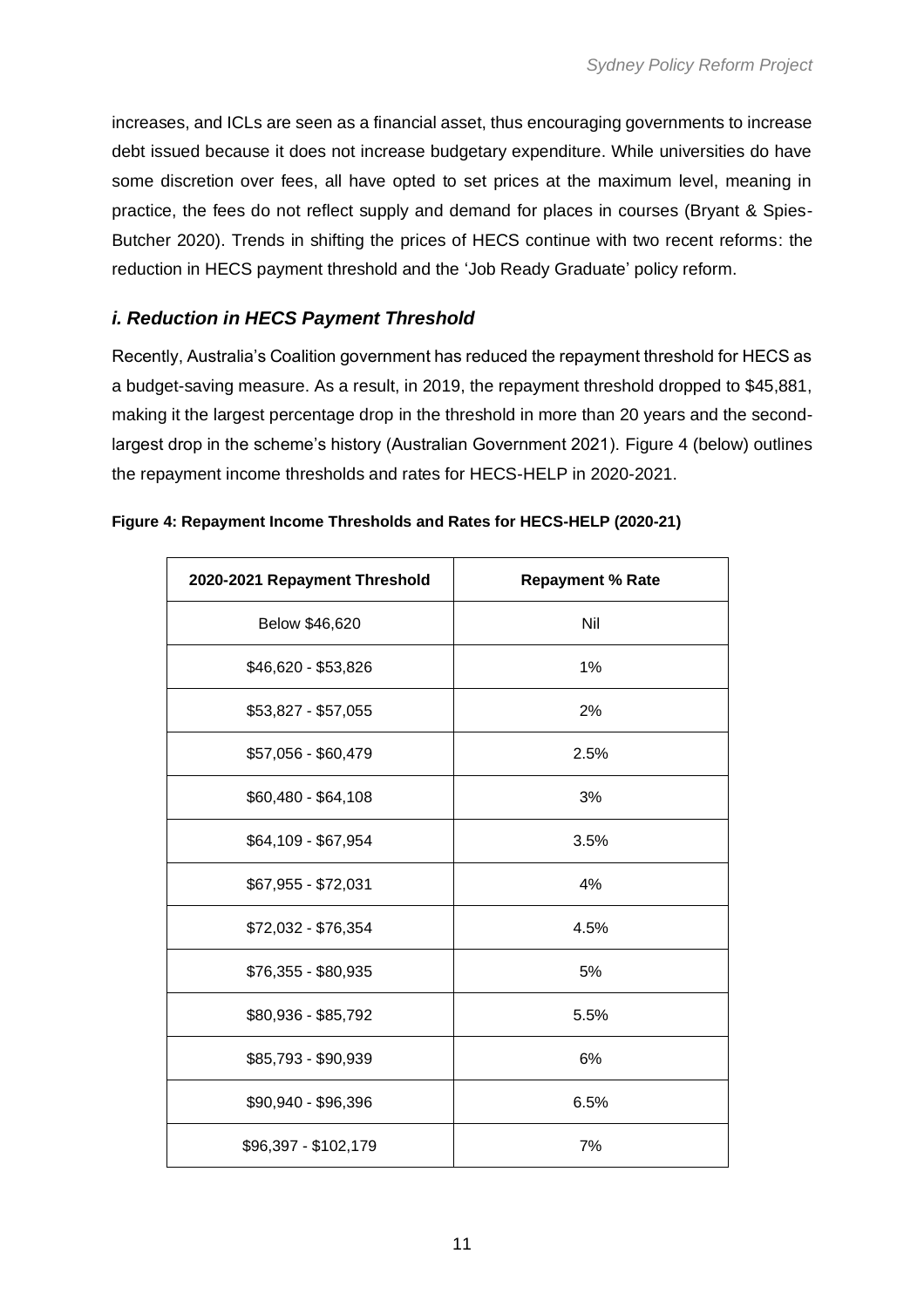increases, and ICLs are seen as a financial asset, thus encouraging governments to increase debt issued because it does not increase budgetary expenditure. While universities do have some discretion over fees, all have opted to set prices at the maximum level, meaning in practice, the fees do not reflect supply and demand for places in courses (Bryant & Spies-Butcher 2020). Trends in shifting the prices of HECS continue with two recent reforms: the reduction in HECS payment threshold and the 'Job Ready Graduate' policy reform.

### *i. Reduction in HECS Payment Threshold*

Recently, Australia's Coalition government has reduced the repayment threshold for HECS as a budget-saving measure. As a result, in 2019, the repayment threshold dropped to $45,881, making it the largest percentage drop in the threshold in more than 20 years and the second-largest drop in the scheme's history (Australian Government 2021). Figure 4 (below) outlines the repayment income thresholds and rates for HECS-HELP in 2020-2021.

**Figure 4: Repayment Income Thresholds and Rates for HECS-HELP (2020-21)**

| 2020-2021 Repayment Threshold | Repayment % Rate |
|---|---|
| Below $46,620 | Nil |
| $46,620 - $53,826 | 1% |
| $53,827 - $57,055 | 2% |
| $57,056 - $60,479 | 2.5% |
| $60,480 - $64,108 | 3% |
| $64,109 - $67,954 | 3.5% |
| $67,955 - $72,031 | 4% |
| $72,032 - $76,354 | 4.5% |
| $76,355 - $80,935 | 5% |
| $80,936 - $85,792 | 5.5% |
| $85,793 - $90,939 | 6% |
| $90,940 - $96,396 | 6.5% |
| $96,397 - $102,179 | 7% |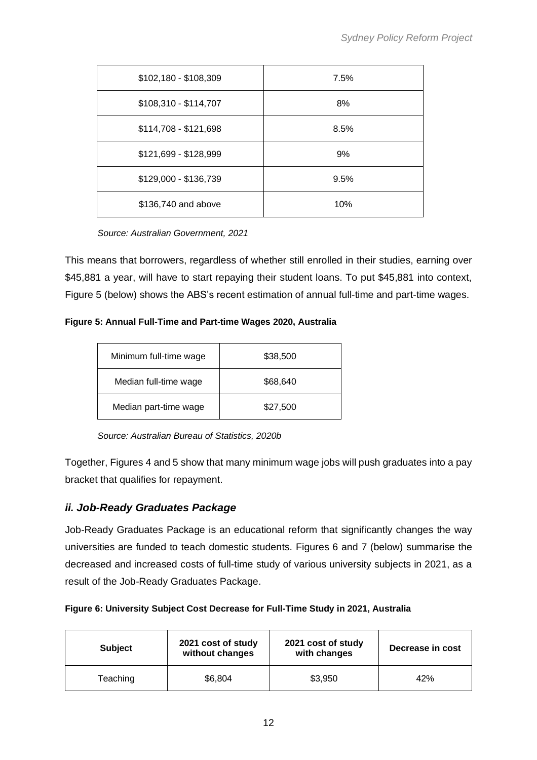| | |
|---|---|
| \$102,180 - \$108,309 | 7.5% |
| \$108,310 - \$114,707 | 8% |
| \$114,708 - \$121,698 | 8.5% |
| \$121,699 - \$128,999 | 9% |
| \$129,000 - \$136,739 | 9.5% |
| \$136,740 and above | 10% |

*Source: Australian Government, 2021*

This means that borrowers, regardless of whether still enrolled in their studies, earning over \$45,881 a year, will have to start repaying their student loans. To put \$45,881 into context, Figure 5 (below) shows the ABS's recent estimation of annual full-time and part-time wages.

**Figure 5: Annual Full-Time and Part-time Wages 2020, Australia**

| | |
|---|---|
| Minimum full-time wage | \$38,500 |
| Median full-time wage | \$68,640 |
| Median part-time wage | \$27,500 |

*Source: Australian Bureau of Statistics, 2020b*

Together, Figures 4 and 5 show that many minimum wage jobs will push graduates into a pay bracket that qualifies for repayment.

### *ii. Job-Ready Graduates Package*

Job-Ready Graduates Package is an educational reform that significantly changes the way universities are funded to teach domestic students. Figures 6 and 7 (below) summarise the decreased and increased costs of full-time study of various university subjects in 2021, as a result of the Job-Ready Graduates Package.

**Figure 6: University Subject Cost Decrease for Full-Time Study in 2021, Australia**

| Subject | 2021 cost of study without changes | 2021 cost of study with changes | Decrease in cost |
|---|---|---|---|
| Teaching | \$6,804 | \$3,950 | 42% |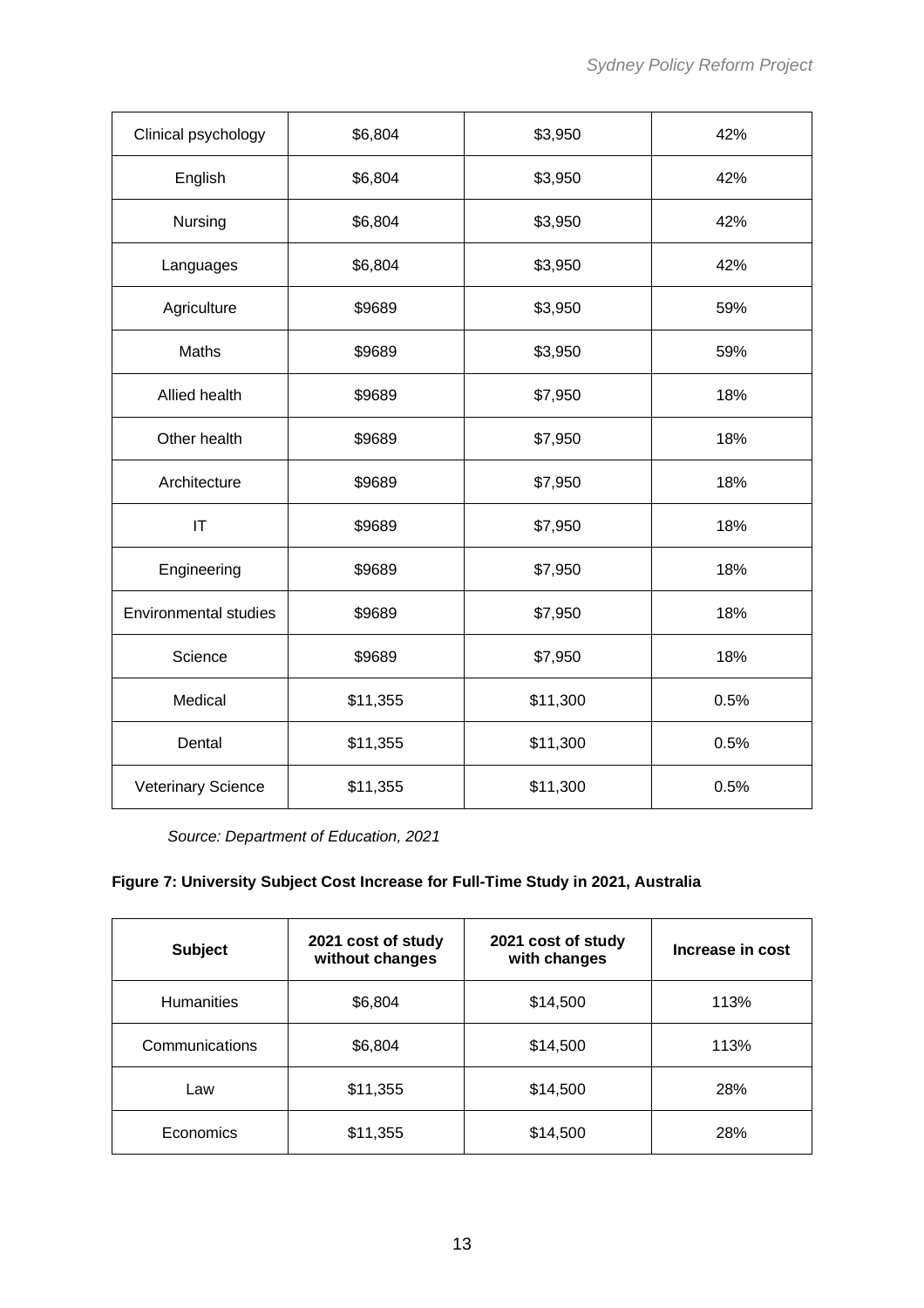| Clinical psychology | $6,804 | $3,950 | 42% |
|---|---|---|---|
| English | $6,804 | $3,950 | 42% |
| Nursing | $6,804 | $3,950 | 42% |
| Languages | $6,804 | $3,950 | 42% |
| Agriculture | $9689 | $3,950 | 59% |
| Maths | $9689 | $3,950 | 59% |
| Allied health | $9689 | $7,950 | 18% |
| Other health | $9689 | $7,950 | 18% |
| Architecture | $9689 | $7,950 | 18% |
| IT | $9689 | $7,950 | 18% |
| Engineering | $9689 | $7,950 | 18% |
| Environmental studies | $9689 | $7,950 | 18% |
| Science | $9689 | $7,950 | 18% |
| Medical | $11,355 | $11,300 | 0.5% |
| Dental | $11,355 | $11,300 | 0.5% |
| Veterinary Science | $11,355 | $11,300 | 0.5% |

*Source: Department of Education, 2021*

**Figure 7: University Subject Cost Increase for Full-Time Study in 2021, Australia**

| Subject | 2021 cost of study without changes | 2021 cost of study with changes | Increase in cost |
|---|---|---|---|
| Humanities | $6,804 | $14,500 | 113% |
| Communications | $6,804 | $14,500 | 113% |
| Law | $11,355 | $14,500 | 28% |
| Economics | $11,355 | $14,500 | 28% |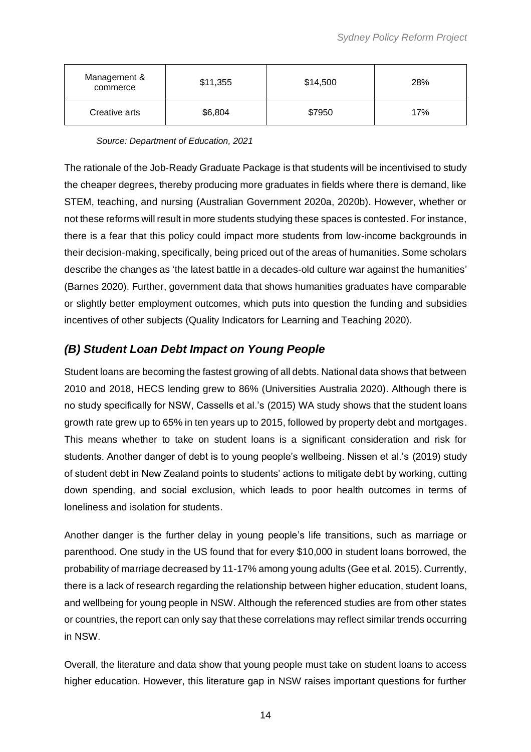| Management & commerce | $11,355 | $14,500 | 28% |
|---|---|---|---|
| Creative arts | $6,804 | $7950 | 17% |

*Source: Department of Education, 2021*

The rationale of the Job-Ready Graduate Package is that students will be incentivised to study the cheaper degrees, thereby producing more graduates in fields where there is demand, like STEM, teaching, and nursing (Australian Government 2020a, 2020b). However, whether or not these reforms will result in more students studying these spaces is contested. For instance, there is a fear that this policy could impact more students from low-income backgrounds in their decision-making, specifically, being priced out of the areas of humanities. Some scholars describe the changes as 'the latest battle in a decades-old culture war against the humanities' (Barnes 2020). Further, government data that shows humanities graduates have comparable or slightly better employment outcomes, which puts into question the funding and subsidies incentives of other subjects (Quality Indicators for Learning and Teaching 2020).

## *(B) Student Loan Debt Impact on Young People*

Student loans are becoming the fastest growing of all debts. National data shows that between 2010 and 2018, HECS lending grew to 86% (Universities Australia 2020). Although there is no study specifically for NSW, Cassells et al.'s (2015) WA study shows that the student loans growth rate grew up to 65% in ten years up to 2015, followed by property debt and mortgages. This means whether to take on student loans is a significant consideration and risk for students. Another danger of debt is to young people's wellbeing. Nissen et al.'s (2019) study of student debt in New Zealand points to students' actions to mitigate debt by working, cutting down spending, and social exclusion, which leads to poor health outcomes in terms of loneliness and isolation for students.

Another danger is the further delay in young people's life transitions, such as marriage or parenthood. One study in the US found that for every $10,000 in student loans borrowed, the probability of marriage decreased by 11-17% among young adults (Gee et al. 2015). Currently, there is a lack of research regarding the relationship between higher education, student loans, and wellbeing for young people in NSW. Although the referenced studies are from other states or countries, the report can only say that these correlations may reflect similar trends occurring in NSW.

Overall, the literature and data show that young people must take on student loans to access higher education. However, this literature gap in NSW raises important questions for further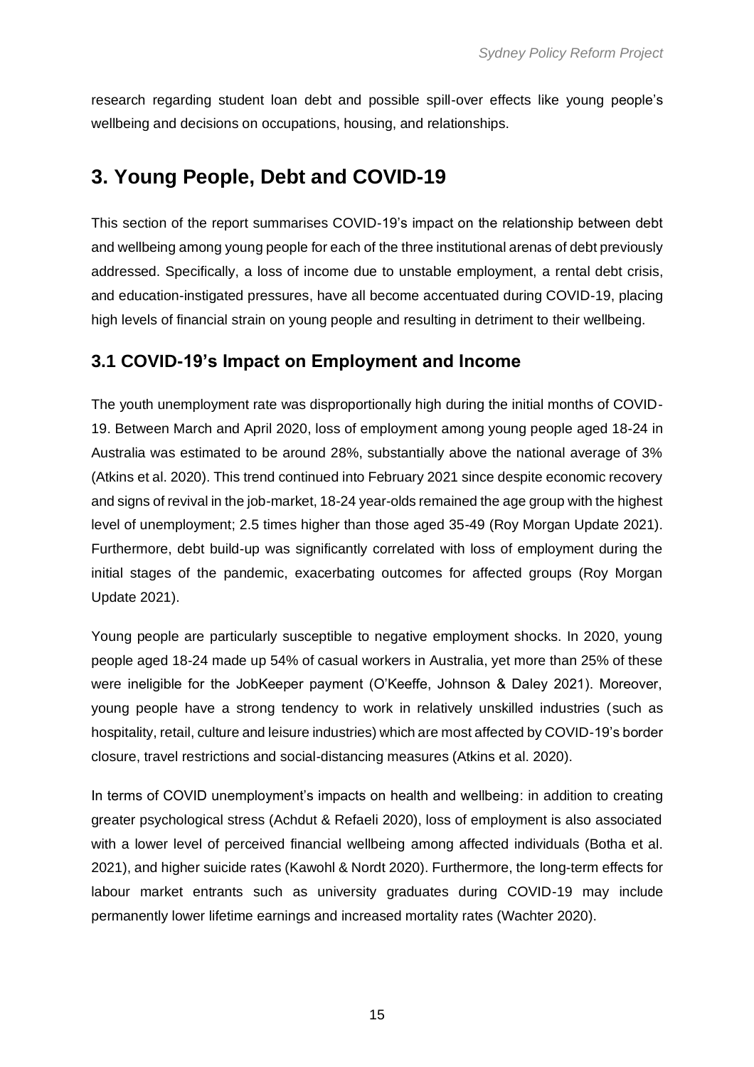research regarding student loan debt and possible spill-over effects like young people's wellbeing and decisions on occupations, housing, and relationships.

## 3. Young People, Debt and COVID-19

This section of the report summarises COVID-19's impact on the relationship between debt and wellbeing among young people for each of the three institutional arenas of debt previously addressed. Specifically, a loss of income due to unstable employment, a rental debt crisis, and education-instigated pressures, have all become accentuated during COVID-19, placing high levels of financial strain on young people and resulting in detriment to their wellbeing.

### 3.1 COVID-19's Impact on Employment and Income

The youth unemployment rate was disproportionally high during the initial months of COVID-19. Between March and April 2020, loss of employment among young people aged 18-24 in Australia was estimated to be around 28%, substantially above the national average of 3% (Atkins et al. 2020). This trend continued into February 2021 since despite economic recovery and signs of revival in the job-market, 18-24 year-olds remained the age group with the highest level of unemployment; 2.5 times higher than those aged 35-49 (Roy Morgan Update 2021). Furthermore, debt build-up was significantly correlated with loss of employment during the initial stages of the pandemic, exacerbating outcomes for affected groups (Roy Morgan Update 2021).

Young people are particularly susceptible to negative employment shocks. In 2020, young people aged 18-24 made up 54% of casual workers in Australia, yet more than 25% of these were ineligible for the JobKeeper payment (O'Keeffe, Johnson & Daley 2021). Moreover, young people have a strong tendency to work in relatively unskilled industries (such as hospitality, retail, culture and leisure industries) which are most affected by COVID-19's border closure, travel restrictions and social-distancing measures (Atkins et al. 2020).

In terms of COVID unemployment's impacts on health and wellbeing: in addition to creating greater psychological stress (Achdut & Refaeli 2020), loss of employment is also associated with a lower level of perceived financial wellbeing among affected individuals (Botha et al. 2021), and higher suicide rates (Kawohl & Nordt 2020). Furthermore, the long-term effects for labour market entrants such as university graduates during COVID-19 may include permanently lower lifetime earnings and increased mortality rates (Wachter 2020).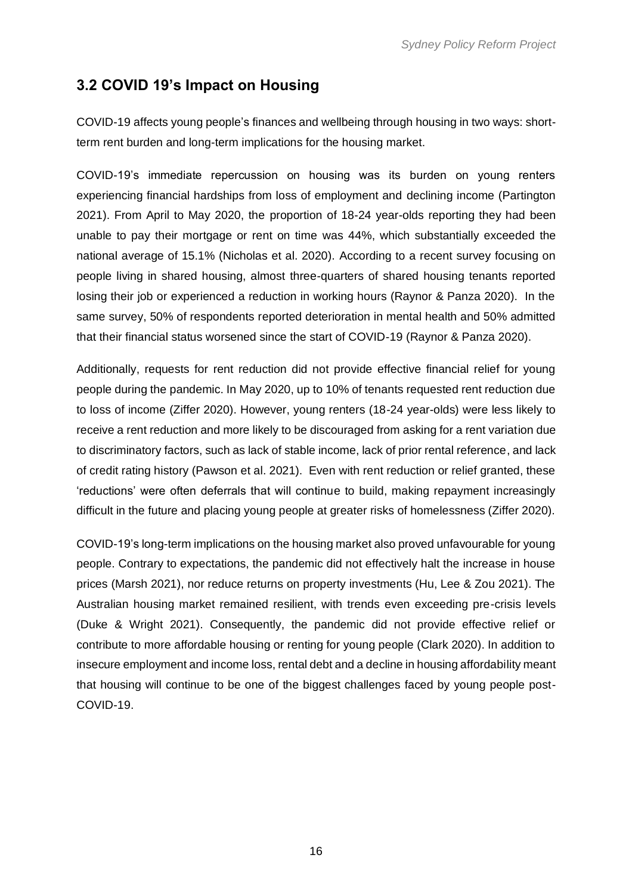## 3.2 COVID 19's Impact on Housing

COVID-19 affects young people's finances and wellbeing through housing in two ways: short-term rent burden and long-term implications for the housing market.

COVID-19's immediate repercussion on housing was its burden on young renters experiencing financial hardships from loss of employment and declining income (Partington 2021). From April to May 2020, the proportion of 18-24 year-olds reporting they had been unable to pay their mortgage or rent on time was 44%, which substantially exceeded the national average of 15.1% (Nicholas et al. 2020). According to a recent survey focusing on people living in shared housing, almost three-quarters of shared housing tenants reported losing their job or experienced a reduction in working hours (Raynor & Panza 2020). In the same survey, 50% of respondents reported deterioration in mental health and 50% admitted that their financial status worsened since the start of COVID-19 (Raynor & Panza 2020).

Additionally, requests for rent reduction did not provide effective financial relief for young people during the pandemic. In May 2020, up to 10% of tenants requested rent reduction due to loss of income (Ziffer 2020). However, young renters (18-24 year-olds) were less likely to receive a rent reduction and more likely to be discouraged from asking for a rent variation due to discriminatory factors, such as lack of stable income, lack of prior rental reference, and lack of credit rating history (Pawson et al. 2021). Even with rent reduction or relief granted, these 'reductions' were often deferrals that will continue to build, making repayment increasingly difficult in the future and placing young people at greater risks of homelessness (Ziffer 2020).

COVID-19's long-term implications on the housing market also proved unfavourable for young people. Contrary to expectations, the pandemic did not effectively halt the increase in house prices (Marsh 2021), nor reduce returns on property investments (Hu, Lee & Zou 2021). The Australian housing market remained resilient, with trends even exceeding pre-crisis levels (Duke & Wright 2021). Consequently, the pandemic did not provide effective relief or contribute to more affordable housing or renting for young people (Clark 2020). In addition to insecure employment and income loss, rental debt and a decline in housing affordability meant that housing will continue to be one of the biggest challenges faced by young people post-COVID-19.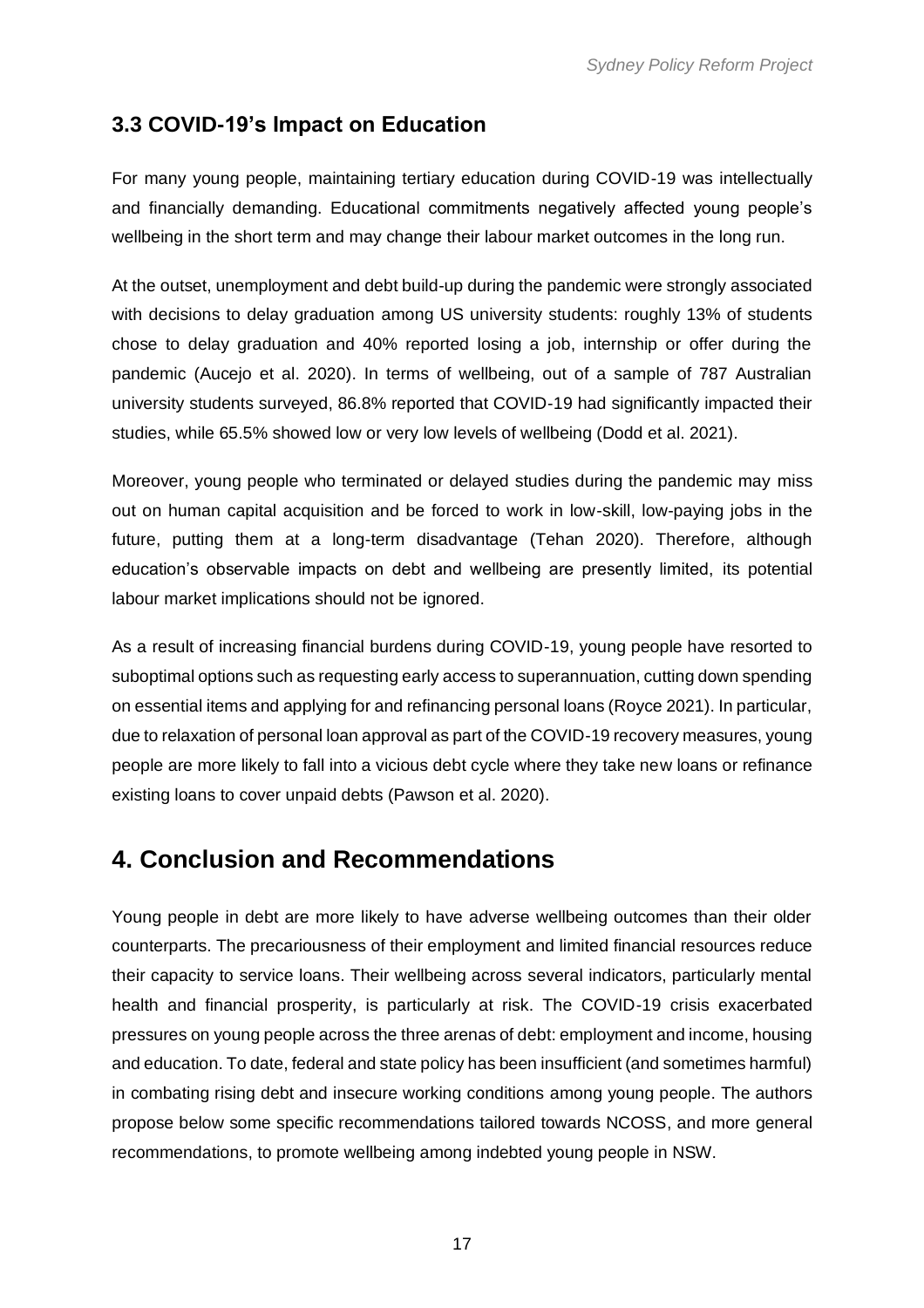### 3.3 COVID-19's Impact on Education

For many young people, maintaining tertiary education during COVID-19 was intellectually and financially demanding. Educational commitments negatively affected young people's wellbeing in the short term and may change their labour market outcomes in the long run.

At the outset, unemployment and debt build-up during the pandemic were strongly associated with decisions to delay graduation among US university students: roughly 13% of students chose to delay graduation and 40% reported losing a job, internship or offer during the pandemic (Aucejo et al. 2020). In terms of wellbeing, out of a sample of 787 Australian university students surveyed, 86.8% reported that COVID-19 had significantly impacted their studies, while 65.5% showed low or very low levels of wellbeing (Dodd et al. 2021).

Moreover, young people who terminated or delayed studies during the pandemic may miss out on human capital acquisition and be forced to work in low-skill, low-paying jobs in the future, putting them at a long-term disadvantage (Tehan 2020). Therefore, although education's observable impacts on debt and wellbeing are presently limited, its potential labour market implications should not be ignored.

As a result of increasing financial burdens during COVID-19, young people have resorted to suboptimal options such as requesting early access to superannuation, cutting down spending on essential items and applying for and refinancing personal loans (Royce 2021). In particular, due to relaxation of personal loan approval as part of the COVID-19 recovery measures, young people are more likely to fall into a vicious debt cycle where they take new loans or refinance existing loans to cover unpaid debts (Pawson et al. 2020).

## 4. Conclusion and Recommendations

Young people in debt are more likely to have adverse wellbeing outcomes than their older counterparts. The precariousness of their employment and limited financial resources reduce their capacity to service loans. Their wellbeing across several indicators, particularly mental health and financial prosperity, is particularly at risk. The COVID-19 crisis exacerbated pressures on young people across the three arenas of debt: employment and income, housing and education. To date, federal and state policy has been insufficient (and sometimes harmful) in combating rising debt and insecure working conditions among young people. The authors propose below some specific recommendations tailored towards NCOSS, and more general recommendations, to promote wellbeing among indebted young people in NSW.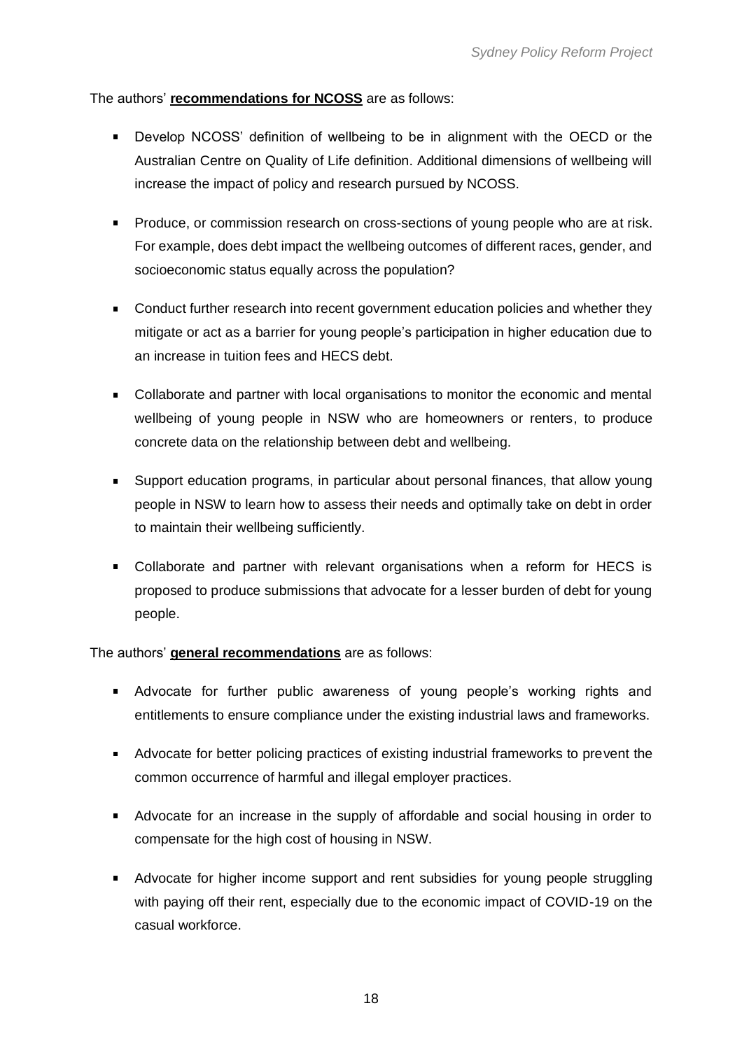The authors' **recommendations for NCOSS** are as follows:

- Develop NCOSS' definition of wellbeing to be in alignment with the OECD or the Australian Centre on Quality of Life definition. Additional dimensions of wellbeing will increase the impact of policy and research pursued by NCOSS.
- Produce, or commission research on cross-sections of young people who are at risk. For example, does debt impact the wellbeing outcomes of different races, gender, and socioeconomic status equally across the population?
- Conduct further research into recent government education policies and whether they mitigate or act as a barrier for young people's participation in higher education due to an increase in tuition fees and HECS debt.
- Collaborate and partner with local organisations to monitor the economic and mental wellbeing of young people in NSW who are homeowners or renters, to produce concrete data on the relationship between debt and wellbeing.
- Support education programs, in particular about personal finances, that allow young people in NSW to learn how to assess their needs and optimally take on debt in order to maintain their wellbeing sufficiently.
- Collaborate and partner with relevant organisations when a reform for HECS is proposed to produce submissions that advocate for a lesser burden of debt for young people.

The authors' **general recommendations** are as follows:

- Advocate for further public awareness of young people's working rights and entitlements to ensure compliance under the existing industrial laws and frameworks.
- Advocate for better policing practices of existing industrial frameworks to prevent the common occurrence of harmful and illegal employer practices.
- Advocate for an increase in the supply of affordable and social housing in order to compensate for the high cost of housing in NSW.
- Advocate for higher income support and rent subsidies for young people struggling with paying off their rent, especially due to the economic impact of COVID-19 on the casual workforce.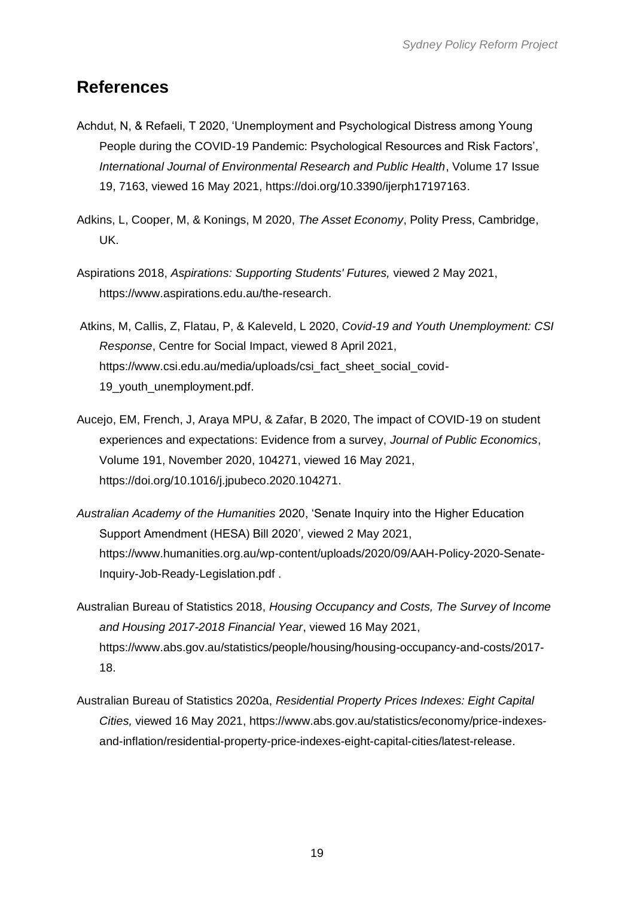## References

Achdut, N, & Refaeli, T 2020, 'Unemployment and Psychological Distress among Young People during the COVID-19 Pandemic: Psychological Resources and Risk Factors', *International Journal of Environmental Research and Public Health*, Volume 17 Issue 19, 7163, viewed 16 May 2021, https://doi.org/10.3390/ijerph17197163.

Adkins, L, Cooper, M, & Konings, M 2020, *The Asset Economy*, Polity Press, Cambridge, UK.

Aspirations 2018, *Aspirations: Supporting Students' Futures,* viewed 2 May 2021, https://www.aspirations.edu.au/the-research.

Atkins, M, Callis, Z, Flatau, P, & Kaleveld, L 2020, *Covid-19 and Youth Unemployment: CSI Response*, Centre for Social Impact, viewed 8 April 2021, https://www.csi.edu.au/media/uploads/csi_fact_sheet_social_covid-19_youth_unemployment.pdf.

Aucejo, EM, French, J, Araya MPU, & Zafar, B 2020, The impact of COVID-19 on student experiences and expectations: Evidence from a survey, *Journal of Public Economics*, Volume 191, November 2020, 104271, viewed 16 May 2021, https://doi.org/10.1016/j.jpubeco.2020.104271.

*Australian Academy of the Humanities* 2020, 'Senate Inquiry into the Higher Education Support Amendment (HESA) Bill 2020', viewed 2 May 2021, https://www.humanities.org.au/wp-content/uploads/2020/09/AAH-Policy-2020-Senate-Inquiry-Job-Ready-Legislation.pdf .

Australian Bureau of Statistics 2018, *Housing Occupancy and Costs, The Survey of Income and Housing 2017-2018 Financial Year*, viewed 16 May 2021, https://www.abs.gov.au/statistics/people/housing/housing-occupancy-and-costs/2017-18.

Australian Bureau of Statistics 2020a, *Residential Property Prices Indexes: Eight Capital Cities,* viewed 16 May 2021, https://www.abs.gov.au/statistics/economy/price-indexes-and-inflation/residential-property-price-indexes-eight-capital-cities/latest-release.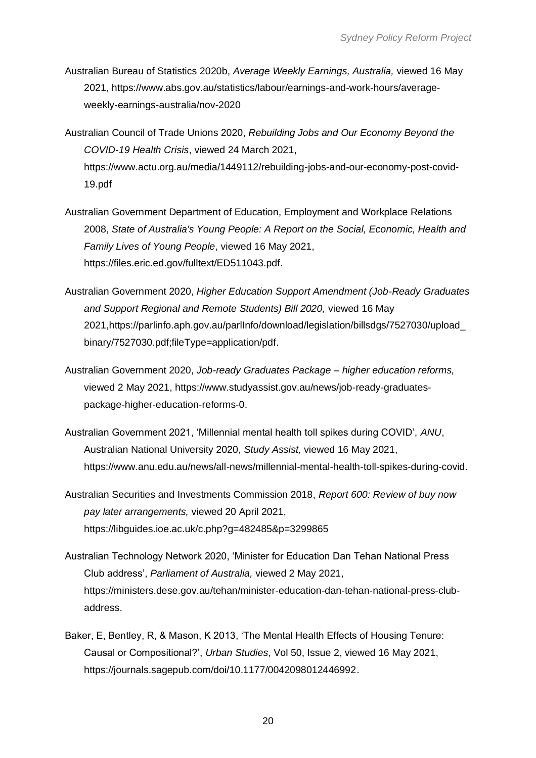Australian Bureau of Statistics 2020b, *Average Weekly Earnings, Australia,* viewed 16 May 2021, https://www.abs.gov.au/statistics/labour/earnings-and-work-hours/average-weekly-earnings-australia/nov-2020

Australian Council of Trade Unions 2020, *Rebuilding Jobs and Our Economy Beyond the COVID-19 Health Crisis*, viewed 24 March 2021, https://www.actu.org.au/media/1449112/rebuilding-jobs-and-our-economy-post-covid-19.pdf

Australian Government Department of Education, Employment and Workplace Relations 2008, *State of Australia's Young People: A Report on the Social, Economic, Health and Family Lives of Young People*, viewed 16 May 2021, https://files.eric.ed.gov/fulltext/ED511043.pdf.

Australian Government 2020, *Higher Education Support Amendment (Job-Ready Graduates and Support Regional and Remote Students) Bill 2020,* viewed 16 May 2021,https://parlinfo.aph.gov.au/parlInfo/download/legislation/billsdgs/7527030/upload_binary/7527030.pdf;fileType=application/pdf.

Australian Government 2020, *Job-ready Graduates Package – higher education reforms,* viewed 2 May 2021, https://www.studyassist.gov.au/news/job-ready-graduates-package-higher-education-reforms-0.

Australian Government 2021, 'Millennial mental health toll spikes during COVID', *ANU*, Australian National University 2020, *Study Assist,* viewed 16 May 2021, https://www.anu.edu.au/news/all-news/millennial-mental-health-toll-spikes-during-covid.

Australian Securities and Investments Commission 2018, *Report 600: Review of buy now pay later arrangements,* viewed 20 April 2021, https://libguides.ioe.ac.uk/c.php?g=482485&p=3299865

Australian Technology Network 2020, 'Minister for Education Dan Tehan National Press Club address', *Parliament of Australia,* viewed 2 May 2021, https://ministers.dese.gov.au/tehan/minister-education-dan-tehan-national-press-club-address.

Baker, E, Bentley, R, & Mason, K 2013, 'The Mental Health Effects of Housing Tenure: Causal or Compositional?', *Urban Studies*, Vol 50, Issue 2, viewed 16 May 2021, https://journals.sagepub.com/doi/10.1177/0042098012446992.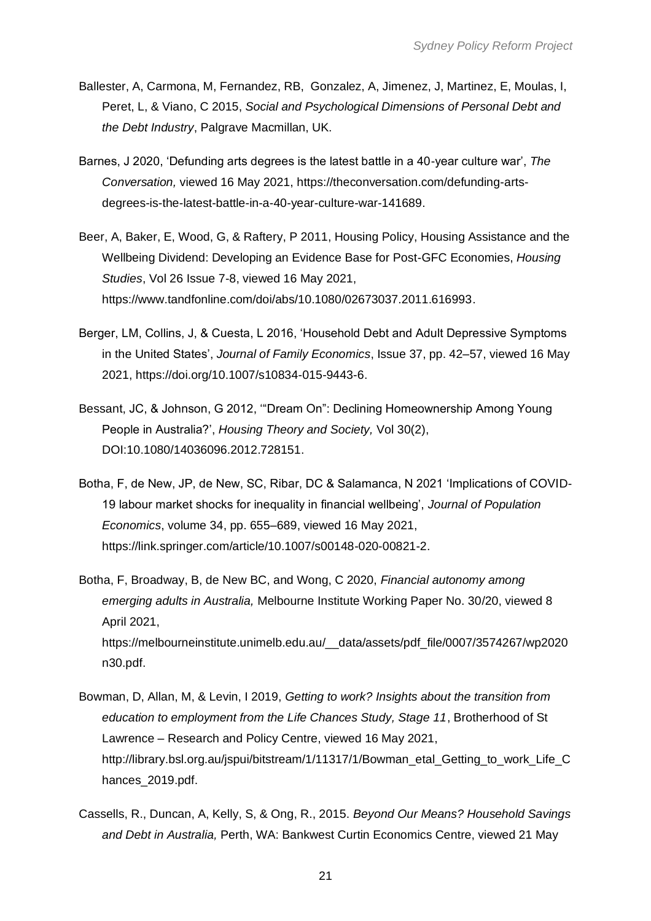Ballester, A, Carmona, M, Fernandez, RB, Gonzalez, A, Jimenez, J, Martinez, E, Moulas, I, Peret, L, & Viano, C 2015, *Social and Psychological Dimensions of Personal Debt and the Debt Industry*, Palgrave Macmillan, UK.

Barnes, J 2020, 'Defunding arts degrees is the latest battle in a 40-year culture war', *The Conversation,* viewed 16 May 2021, https://theconversation.com/defunding-arts-degrees-is-the-latest-battle-in-a-40-year-culture-war-141689.

Beer, A, Baker, E, Wood, G, & Raftery, P 2011, Housing Policy, Housing Assistance and the Wellbeing Dividend: Developing an Evidence Base for Post-GFC Economies, *Housing Studies*, Vol 26 Issue 7-8, viewed 16 May 2021, https://www.tandfonline.com/doi/abs/10.1080/02673037.2011.616993.

Berger, LM, Collins, J, & Cuesta, L 2016, 'Household Debt and Adult Depressive Symptoms in the United States', *Journal of Family Economics*, Issue 37, pp. 42–57, viewed 16 May 2021, https://doi.org/10.1007/s10834-015-9443-6.

Bessant, JC, & Johnson, G 2012, '"Dream On": Declining Homeownership Among Young People in Australia?', *Housing Theory and Society,* Vol 30(2), DOI:10.1080/14036096.2012.728151.

Botha, F, de New, JP, de New, SC, Ribar, DC & Salamanca, N 2021 'Implications of COVID-19 labour market shocks for inequality in financial wellbeing', *Journal of Population Economics*, volume 34, pp. 655–689, viewed 16 May 2021, https://link.springer.com/article/10.1007/s00148-020-00821-2.

Botha, F, Broadway, B, de New BC, and Wong, C 2020, *Financial autonomy among emerging adults in Australia,* Melbourne Institute Working Paper No. 30/20, viewed 8 April 2021, https://melbourneinstitute.unimelb.edu.au/__data/assets/pdf_file/0007/3574267/wp2020n30.pdf.

Bowman, D, Allan, M, & Levin, I 2019, *Getting to work? Insights about the transition from education to employment from the Life Chances Study, Stage 11*, Brotherhood of St Lawrence – Research and Policy Centre, viewed 16 May 2021, http://library.bsl.org.au/jspui/bitstream/1/11317/1/Bowman_etal_Getting_to_work_Life_Chances_2019.pdf.

Cassells, R., Duncan, A, Kelly, S, & Ong, R., 2015. *Beyond Our Means? Household Savings and Debt in Australia,* Perth, WA: Bankwest Curtin Economics Centre, viewed 21 May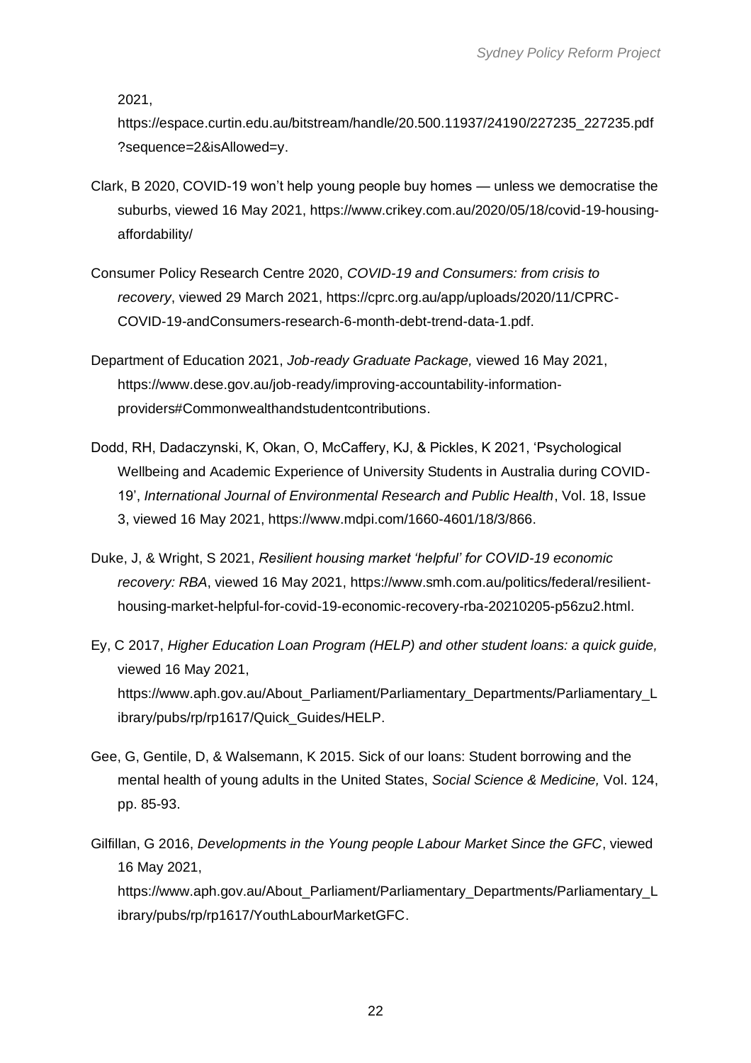2021, https://espace.curtin.edu.au/bitstream/handle/20.500.11937/24190/227235_227235.pdf?sequence=2&isAllowed=y.

Clark, B 2020, COVID-19 won't help young people buy homes — unless we democratise the suburbs, viewed 16 May 2021, https://www.crikey.com.au/2020/05/18/covid-19-housing-affordability/

Consumer Policy Research Centre 2020, *COVID-19 and Consumers: from crisis to recovery*, viewed 29 March 2021, https://cprc.org.au/app/uploads/2020/11/CPRC-COVID-19-andConsumers-research-6-month-debt-trend-data-1.pdf.

Department of Education 2021, *Job-ready Graduate Package,* viewed 16 May 2021, https://www.dese.gov.au/job-ready/improving-accountability-information-providers#Commonwealthandstudentcontributions.

Dodd, RH, Dadaczynski, K, Okan, O, McCaffery, KJ, & Pickles, K 2021, 'Psychological Wellbeing and Academic Experience of University Students in Australia during COVID-19', *International Journal of Environmental Research and Public Health*, Vol. 18, Issue 3, viewed 16 May 2021, https://www.mdpi.com/1660-4601/18/3/866.

Duke, J, & Wright, S 2021, *Resilient housing market 'helpful' for COVID-19 economic recovery: RBA*, viewed 16 May 2021, https://www.smh.com.au/politics/federal/resilient-housing-market-helpful-for-covid-19-economic-recovery-rba-20210205-p56zu2.html.

Ey, C 2017, *Higher Education Loan Program (HELP) and other student loans: a quick guide,* viewed 16 May 2021, https://www.aph.gov.au/About_Parliament/Parliamentary_Departments/Parliamentary_Library/pubs/rp/rp1617/Quick_Guides/HELP.

Gee, G, Gentile, D, & Walsemann, K 2015. Sick of our loans: Student borrowing and the mental health of young adults in the United States, *Social Science & Medicine,* Vol. 124, pp. 85-93.

Gilfillan, G 2016, *Developments in the Young people Labour Market Since the GFC*, viewed 16 May 2021, https://www.aph.gov.au/About_Parliament/Parliamentary_Departments/Parliamentary_Library/pubs/rp/rp1617/YouthLabourMarketGFC.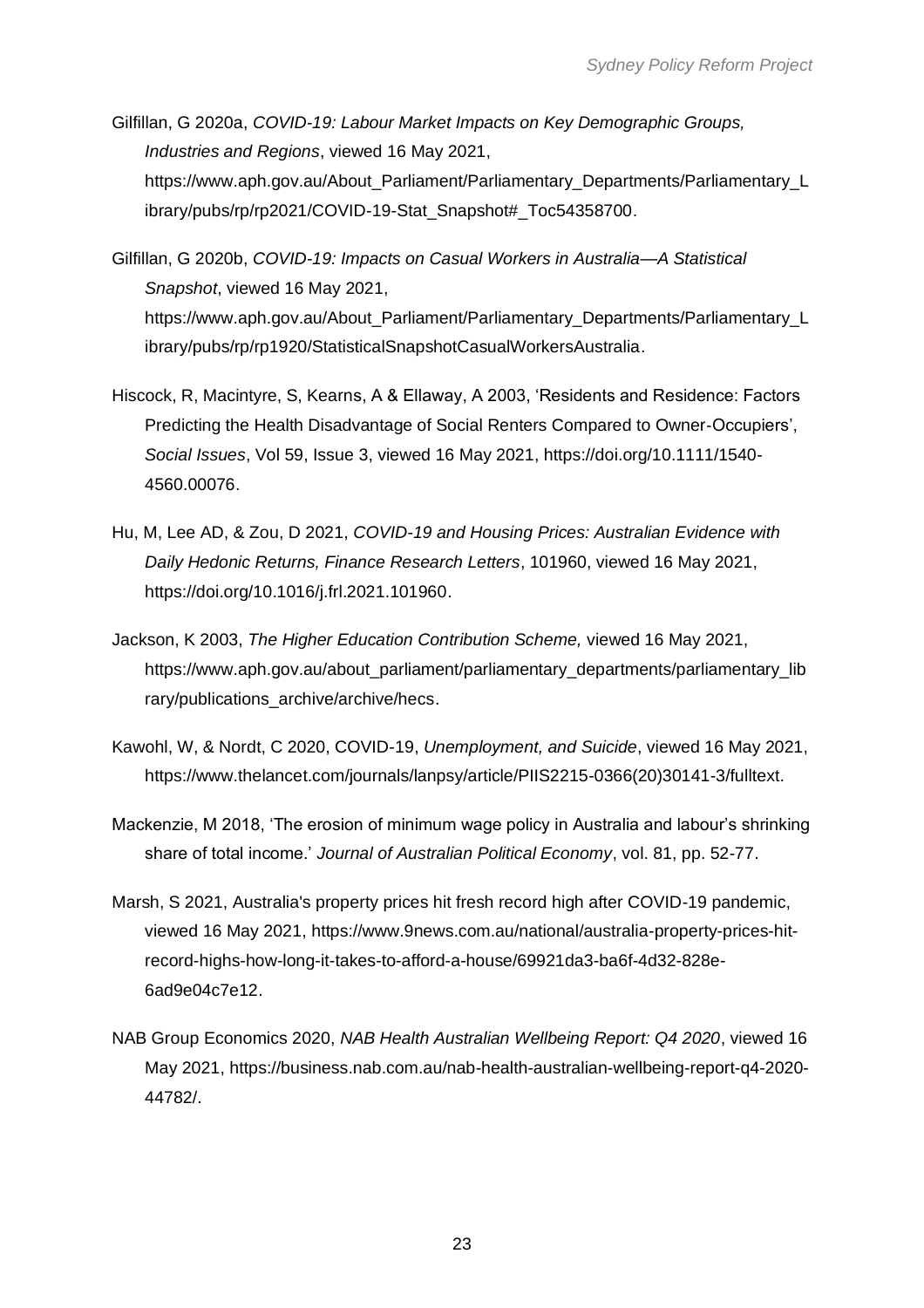Gilfillan, G 2020a, *COVID-19: Labour Market Impacts on Key Demographic Groups, Industries and Regions*, viewed 16 May 2021, https://www.aph.gov.au/About_Parliament/Parliamentary_Departments/Parliamentary_Library/pubs/rp/rp2021/COVID-19-Stat_Snapshot#_Toc54358700.

Gilfillan, G 2020b, *COVID-19: Impacts on Casual Workers in Australia—A Statistical Snapshot*, viewed 16 May 2021, https://www.aph.gov.au/About_Parliament/Parliamentary_Departments/Parliamentary_Library/pubs/rp/rp1920/StatisticalSnapshotCasualWorkersAustralia.

Hiscock, R, Macintyre, S, Kearns, A & Ellaway, A 2003, 'Residents and Residence: Factors Predicting the Health Disadvantage of Social Renters Compared to Owner-Occupiers', *Social Issues*, Vol 59, Issue 3, viewed 16 May 2021, https://doi.org/10.1111/1540-4560.00076.

Hu, M, Lee AD, & Zou, D 2021, *COVID-19 and Housing Prices: Australian Evidence with Daily Hedonic Returns, Finance Research Letters*, 101960, viewed 16 May 2021, https://doi.org/10.1016/j.frl.2021.101960.

Jackson, K 2003, *The Higher Education Contribution Scheme,* viewed 16 May 2021, https://www.aph.gov.au/about_parliament/parliamentary_departments/parliamentary_library/publications_archive/archive/hecs.

Kawohl, W, & Nordt, C 2020, COVID-19, *Unemployment, and Suicide*, viewed 16 May 2021, https://www.thelancet.com/journals/lanpsy/article/PIIS2215-0366(20)30141-3/fulltext.

Mackenzie, M 2018, 'The erosion of minimum wage policy in Australia and labour's shrinking share of total income.' *Journal of Australian Political Economy*, vol. 81, pp. 52-77.

Marsh, S 2021, Australia's property prices hit fresh record high after COVID-19 pandemic, viewed 16 May 2021, https://www.9news.com.au/national/australia-property-prices-hit-record-highs-how-long-it-takes-to-afford-a-house/69921da3-ba6f-4d32-828e-6ad9e04c7e12.

NAB Group Economics 2020, *NAB Health Australian Wellbeing Report: Q4 2020*, viewed 16 May 2021, https://business.nab.com.au/nab-health-australian-wellbeing-report-q4-2020-44782/.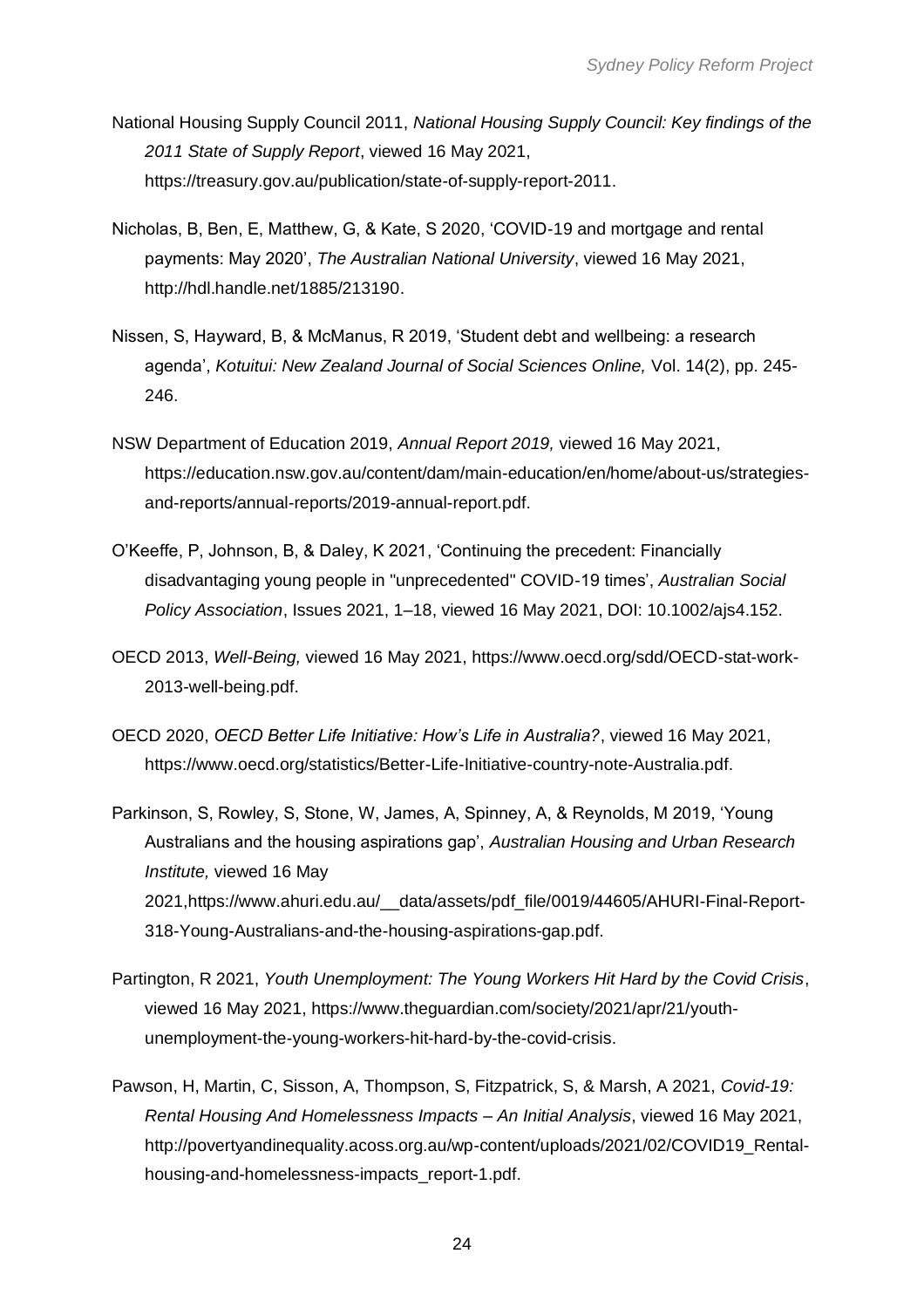National Housing Supply Council 2011, *National Housing Supply Council: Key findings of the 2011 State of Supply Report*, viewed 16 May 2021, https://treasury.gov.au/publication/state-of-supply-report-2011.

Nicholas, B, Ben, E, Matthew, G, & Kate, S 2020, 'COVID-19 and mortgage and rental payments: May 2020', *The Australian National University*, viewed 16 May 2021, http://hdl.handle.net/1885/213190.

Nissen, S, Hayward, B, & McManus, R 2019, 'Student debt and wellbeing: a research agenda', *Kotuitui: New Zealand Journal of Social Sciences Online,* Vol. 14(2), pp. 245-246.

NSW Department of Education 2019, *Annual Report 2019,* viewed 16 May 2021, https://education.nsw.gov.au/content/dam/main-education/en/home/about-us/strategies-and-reports/annual-reports/2019-annual-report.pdf.

O'Keeffe, P, Johnson, B, & Daley, K 2021, 'Continuing the precedent: Financially disadvantaging young people in "unprecedented" COVID-19 times', *Australian Social Policy Association*, Issues 2021, 1–18, viewed 16 May 2021, DOI: 10.1002/ajs4.152.

OECD 2013, *Well-Being,* viewed 16 May 2021, https://www.oecd.org/sdd/OECD-stat-work-2013-well-being.pdf.

OECD 2020, *OECD Better Life Initiative: How's Life in Australia?*, viewed 16 May 2021, https://www.oecd.org/statistics/Better-Life-Initiative-country-note-Australia.pdf.

Parkinson, S, Rowley, S, Stone, W, James, A, Spinney, A, & Reynolds, M 2019, 'Young Australians and the housing aspirations gap', *Australian Housing and Urban Research Institute,* viewed 16 May 2021,https://www.ahuri.edu.au/__data/assets/pdf_file/0019/44605/AHURI-Final-Report-318-Young-Australians-and-the-housing-aspirations-gap.pdf.

Partington, R 2021, *Youth Unemployment: The Young Workers Hit Hard by the Covid Crisis*, viewed 16 May 2021, https://www.theguardian.com/society/2021/apr/21/youth-unemployment-the-young-workers-hit-hard-by-the-covid-crisis.

Pawson, H, Martin, C, Sisson, A, Thompson, S, Fitzpatrick, S, & Marsh, A 2021, *Covid-19: Rental Housing And Homelessness Impacts – An Initial Analysis*, viewed 16 May 2021, http://povertyandinequality.acoss.org.au/wp-content/uploads/2021/02/COVID19_Rental-housing-and-homelessness-impacts_report-1.pdf.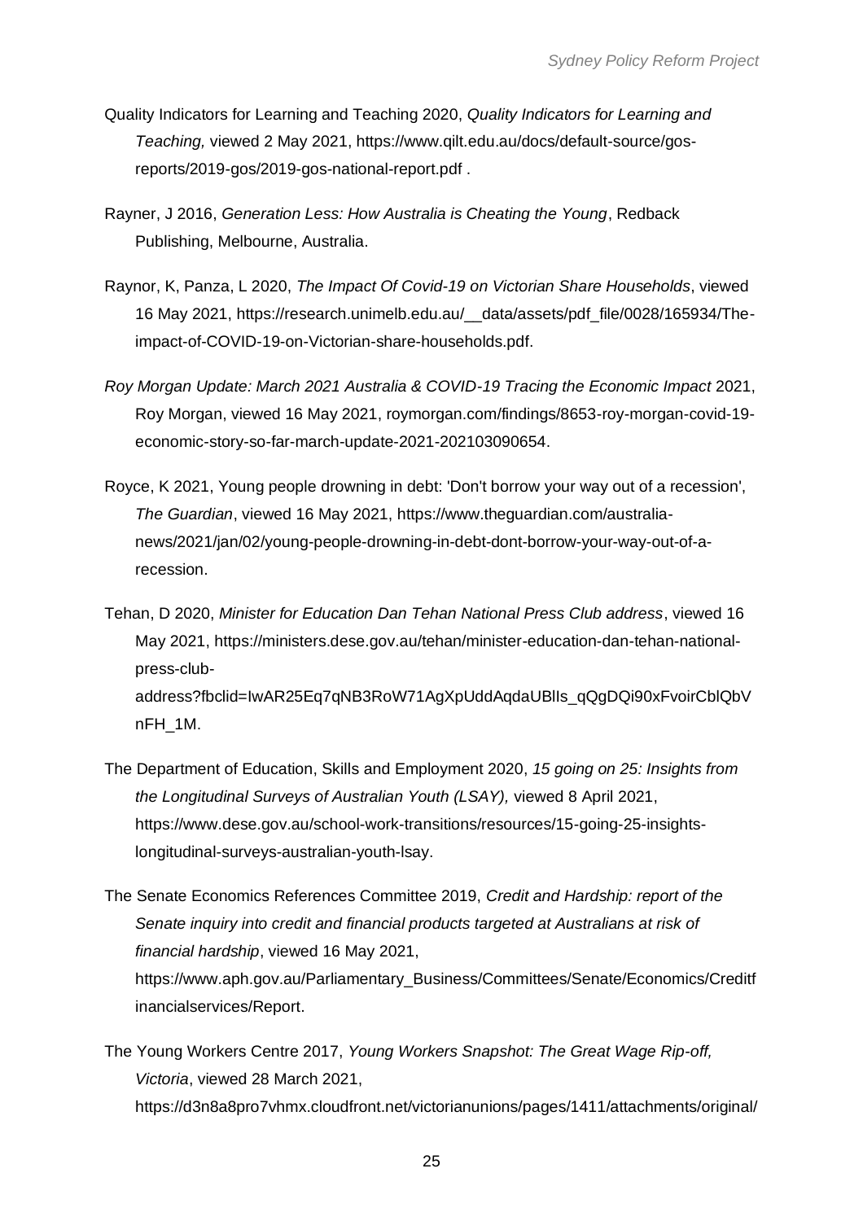Quality Indicators for Learning and Teaching 2020, *Quality Indicators for Learning and Teaching,* viewed 2 May 2021, https://www.qilt.edu.au/docs/default-source/gos-reports/2019-gos/2019-gos-national-report.pdf .

Rayner, J 2016, *Generation Less: How Australia is Cheating the Young*, Redback Publishing, Melbourne, Australia.

Raynor, K, Panza, L 2020, *The Impact Of Covid-19 on Victorian Share Households*, viewed 16 May 2021, https://research.unimelb.edu.au/__data/assets/pdf_file/0028/165934/The-impact-of-COVID-19-on-Victorian-share-households.pdf.

*Roy Morgan Update: March 2021 Australia & COVID-19 Tracing the Economic Impact* 2021, Roy Morgan, viewed 16 May 2021, roymorgan.com/findings/8653-roy-morgan-covid-19-economic-story-so-far-march-update-2021-202103090654.

Royce, K 2021, Young people drowning in debt: 'Don't borrow your way out of a recession', *The Guardian*, viewed 16 May 2021, https://www.theguardian.com/australia-news/2021/jan/02/young-people-drowning-in-debt-dont-borrow-your-way-out-of-a-recession.

Tehan, D 2020, *Minister for Education Dan Tehan National Press Club address*, viewed 16 May 2021, https://ministers.dese.gov.au/tehan/minister-education-dan-tehan-national-press-club-address?fbclid=IwAR25Eq7qNB3RoW71AgXpUddAqdaUBlIs_qQgDQi90xFvoirCblQbVnFH_1M.

The Department of Education, Skills and Employment 2020, *15 going on 25: Insights from the Longitudinal Surveys of Australian Youth (LSAY),* viewed 8 April 2021, https://www.dese.gov.au/school-work-transitions/resources/15-going-25-insights-longitudinal-surveys-australian-youth-lsay.

The Senate Economics References Committee 2019, *Credit and Hardship: report of the Senate inquiry into credit and financial products targeted at Australians at risk of financial hardship*, viewed 16 May 2021, https://www.aph.gov.au/Parliamentary_Business/Committees/Senate/Economics/Creditfinancialservices/Report.

The Young Workers Centre 2017, *Young Workers Snapshot: The Great Wage Rip-off, Victoria*, viewed 28 March 2021, https://d3n8a8pro7vhmx.cloudfront.net/victorianunions/pages/1411/attachments/original/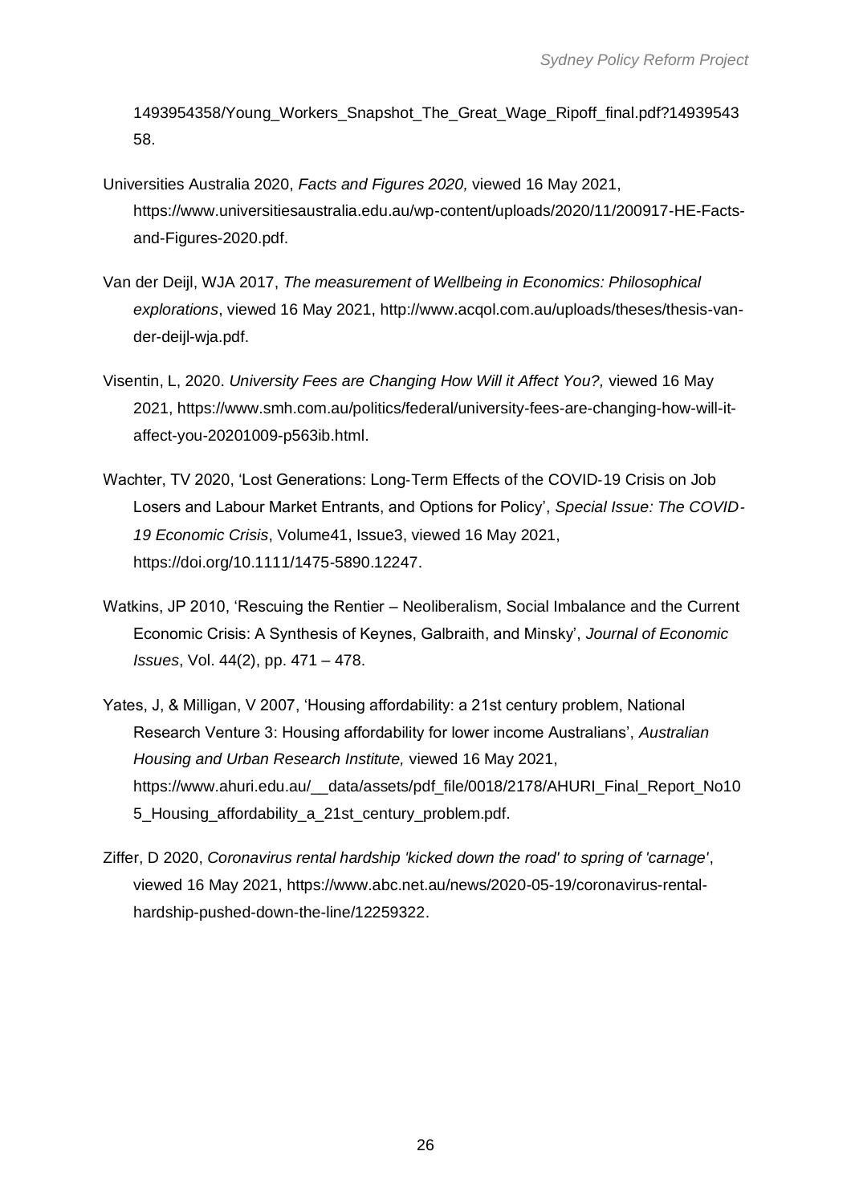1493954358/Young_Workers_Snapshot_The_Great_Wage_Ripoff_final.pdf?1493954358.

Universities Australia 2020, *Facts and Figures 2020,* viewed 16 May 2021, https://www.universitiesaustralia.edu.au/wp-content/uploads/2020/11/200917-HE-Facts-and-Figures-2020.pdf.

Van der Deijl, WJA 2017, *The measurement of Wellbeing in Economics: Philosophical explorations*, viewed 16 May 2021, http://www.acqol.com.au/uploads/theses/thesis-van-der-deijl-wja.pdf.

Visentin, L, 2020. *University Fees are Changing How Will it Affect You?,* viewed 16 May 2021, https://www.smh.com.au/politics/federal/university-fees-are-changing-how-will-it-affect-you-20201009-p563ib.html.

Wachter, TV 2020, 'Lost Generations: Long-Term Effects of the COVID-19 Crisis on Job Losers and Labour Market Entrants, and Options for Policy', *Special Issue: The COVID-19 Economic Crisis*, Volume41, Issue3, viewed 16 May 2021, https://doi.org/10.1111/1475-5890.12247.

Watkins, JP 2010, 'Rescuing the Rentier – Neoliberalism, Social Imbalance and the Current Economic Crisis: A Synthesis of Keynes, Galbraith, and Minsky', *Journal of Economic Issues*, Vol. 44(2), pp. 471 – 478.

Yates, J, & Milligan, V 2007, 'Housing affordability: a 21st century problem, National Research Venture 3: Housing affordability for lower income Australians', *Australian Housing and Urban Research Institute,* viewed 16 May 2021, https://www.ahuri.edu.au/__data/assets/pdf_file/0018/2178/AHURI_Final_Report_No105_Housing_affordability_a_21st_century_problem.pdf.

Ziffer, D 2020, *Coronavirus rental hardship 'kicked down the road' to spring of 'carnage'*, viewed 16 May 2021, https://www.abc.net.au/news/2020-05-19/coronavirus-rental-hardship-pushed-down-the-line/12259322.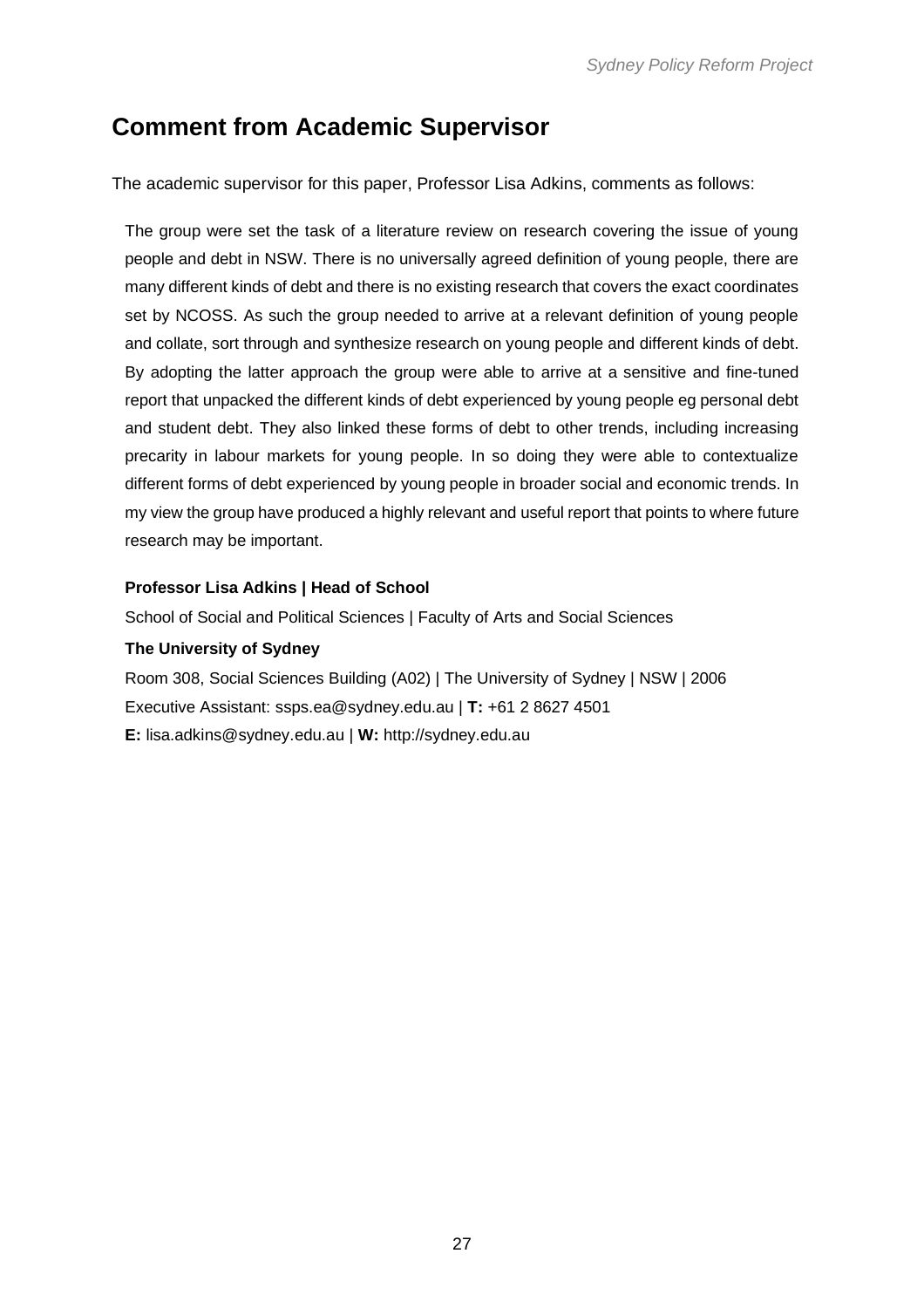## Comment from Academic Supervisor

The academic supervisor for this paper, Professor Lisa Adkins, comments as follows:

> The group were set the task of a literature review on research covering the issue of young people and debt in NSW. There is no universally agreed definition of young people, there are many different kinds of debt and there is no existing research that covers the exact coordinates set by NCOSS. As such the group needed to arrive at a relevant definition of young people and collate, sort through and synthesize research on young people and different kinds of debt. By adopting the latter approach the group were able to arrive at a sensitive and fine-tuned report that unpacked the different kinds of debt experienced by young people eg personal debt and student debt. They also linked these forms of debt to other trends, including increasing precarity in labour markets for young people. In so doing they were able to contextualize different forms of debt experienced by young people in broader social and economic trends. In my view the group have produced a highly relevant and useful report that points to where future research may be important.

**Professor Lisa Adkins | Head of School**

School of Social and Political Sciences | Faculty of Arts and Social Sciences

**The University of Sydney**

Room 308, Social Sciences Building (A02) | The University of Sydney | NSW | 2006

Executive Assistant: ssps.ea@sydney.edu.au | **T:** +61 2 8627 4501

**E:** lisa.adkins@sydney.edu.au | **W:** http://sydney.edu.au